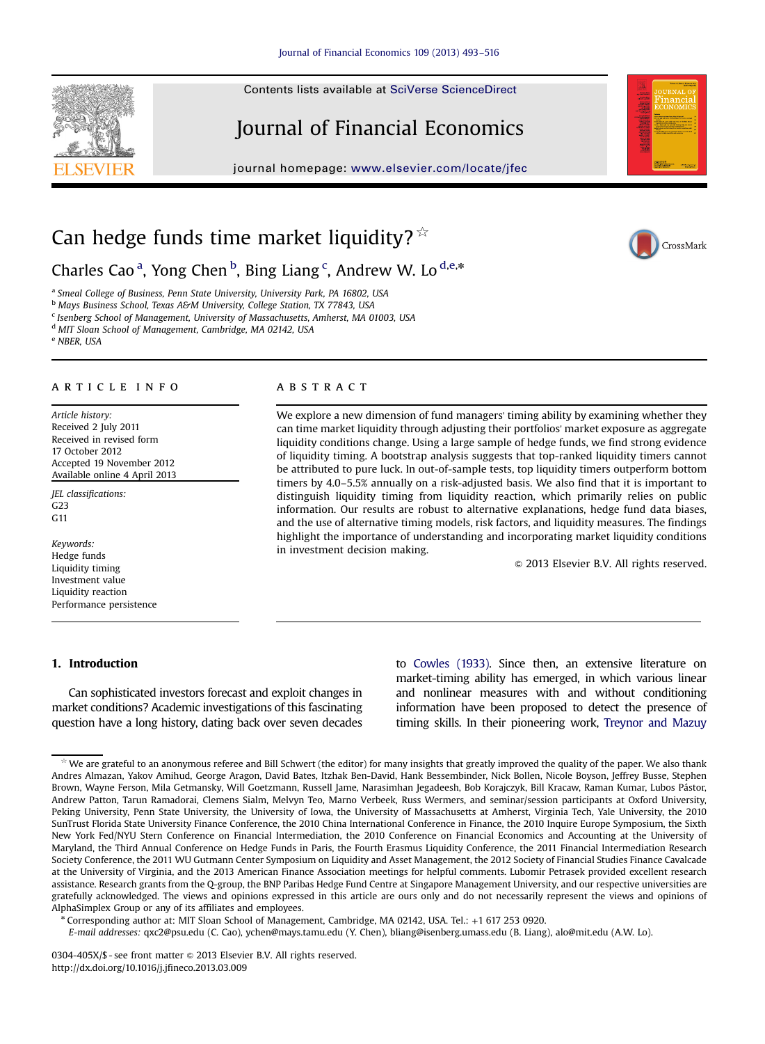# Can hedge funds time market liquidity?[☆]

Charles Cao[a], Yong Chen[b], Bing Liang[c], Andrew W. Lo[d,e,*]

[a] Smeal College of Business, Penn State University, University Park, PA 16802, USA
[b] Mays Business School, Texas A&M University, College Station, TX 77843, USA
[c] Isenberg School of Management, University of Massachusetts, Amherst, MA 01003, USA
[d] MIT Sloan School of Management, Cambridge, MA 02142, USA
[e] NBER, USA

## ARTICLE INFO

*Article history:*
Received 2 July 2011
Received in revised form
17 October 2012
Accepted 19 November 2012
Available online 4 April 2013

*JEL classifications:*
G23
G11

*Keywords:*
Hedge funds
Liquidity timing
Investment value
Liquidity reaction
Performance persistence

## ABSTRACT

We explore a new dimension of fund managers' timing ability by examining whether they can time market liquidity through adjusting their portfolios' market exposure as aggregate liquidity conditions change. Using a large sample of hedge funds, we find strong evidence of liquidity timing. A bootstrap analysis suggests that top-ranked liquidity timers cannot be attributed to pure luck. In out-of-sample tests, top liquidity timers outperform bottom timers by 4.0–5.5% annually on a risk-adjusted basis. We also find that it is important to distinguish liquidity timing from liquidity reaction, which primarily relies on public information. Our results are robust to alternative explanations, hedge fund data biases, and the use of alternative timing models, risk factors, and liquidity measures. The findings highlight the importance of understanding and incorporating market liquidity conditions in investment decision making.

© 2013 Elsevier B.V. All rights reserved.

## 1. Introduction

Can sophisticated investors forecast and exploit changes in market conditions? Academic investigations of this fascinating question have a long history, dating back over seven decades to Cowles (1933). Since then, an extensive literature on market-timing ability has emerged, in which various linear and nonlinear measures with and without conditioning information have been proposed to detect the presence of timing skills. In their pioneering work, Treynor and Mazuy

---

[☆] We are grateful to an anonymous referee and Bill Schwert (the editor) for many insights that greatly improved the quality of the paper. We also thank Andres Almazan, Yakov Amihud, George Aragon, David Bates, Itzhak Ben-David, Hank Bessembinder, Nick Bollen, Nicole Boyson, Jeffrey Busse, Stephen Brown, Wayne Ferson, Mila Getmansky, Will Goetzmann, Russell Jame, Narasimhan Jegadeesh, Bob Korajczyk, Bill Kracaw, Raman Kumar, Lubos Pástor, Andrew Patton, Tarun Ramadorai, Clemens Sialm, Melvyn Teo, Marno Verbeek, Russ Wermers, and seminar/session participants at Oxford University, Peking University, Penn State University, the University of Iowa, the University of Massachusetts at Amherst, Virginia Tech, Yale University, the 2010 SunTrust Florida State University Finance Conference, the 2010 China International Conference in Finance, the 2010 Inquire Europe Symposium, the Sixth New York Fed/NYU Stern Conference on Financial Intermediation, the 2010 Conference on Financial Economics and Accounting at the University of Maryland, the Third Annual Conference on Hedge Funds in Paris, the Fourth Erasmus Liquidity Conference, the 2011 Financial Intermediation Research Society Conference, the 2011 WU Gutmann Center Symposium on Liquidity and Asset Management, the 2012 Society of Financial Studies Finance Cavalcade at the University of Virginia, and the 2013 American Finance Association meetings for helpful comments. Lubomir Petrasek provided excellent research assistance. Research grants from the Q-group, the BNP Paribas Hedge Fund Centre at Singapore Management University, and our respective universities are gratefully acknowledged. The views and opinions expressed in this article are ours only and do not necessarily represent the views and opinions of AlphaSimplex Group or any of its affiliates and employees.

\* Corresponding author at: MIT Sloan School of Management, Cambridge, MA 02142, USA. Tel.: +1 617 253 0920.
*E-mail addresses:* qxc2@psu.edu (C. Cao), ychen@mays.tamu.edu (Y. Chen), bliang@isenberg.umass.edu (B. Liang), alo@mit.edu (A.W. Lo).

0304-405X/$ - see front matter © 2013 Elsevier B.V. All rights reserved.
http://dx.doi.org/10.1016/j.jfineco.2013.03.009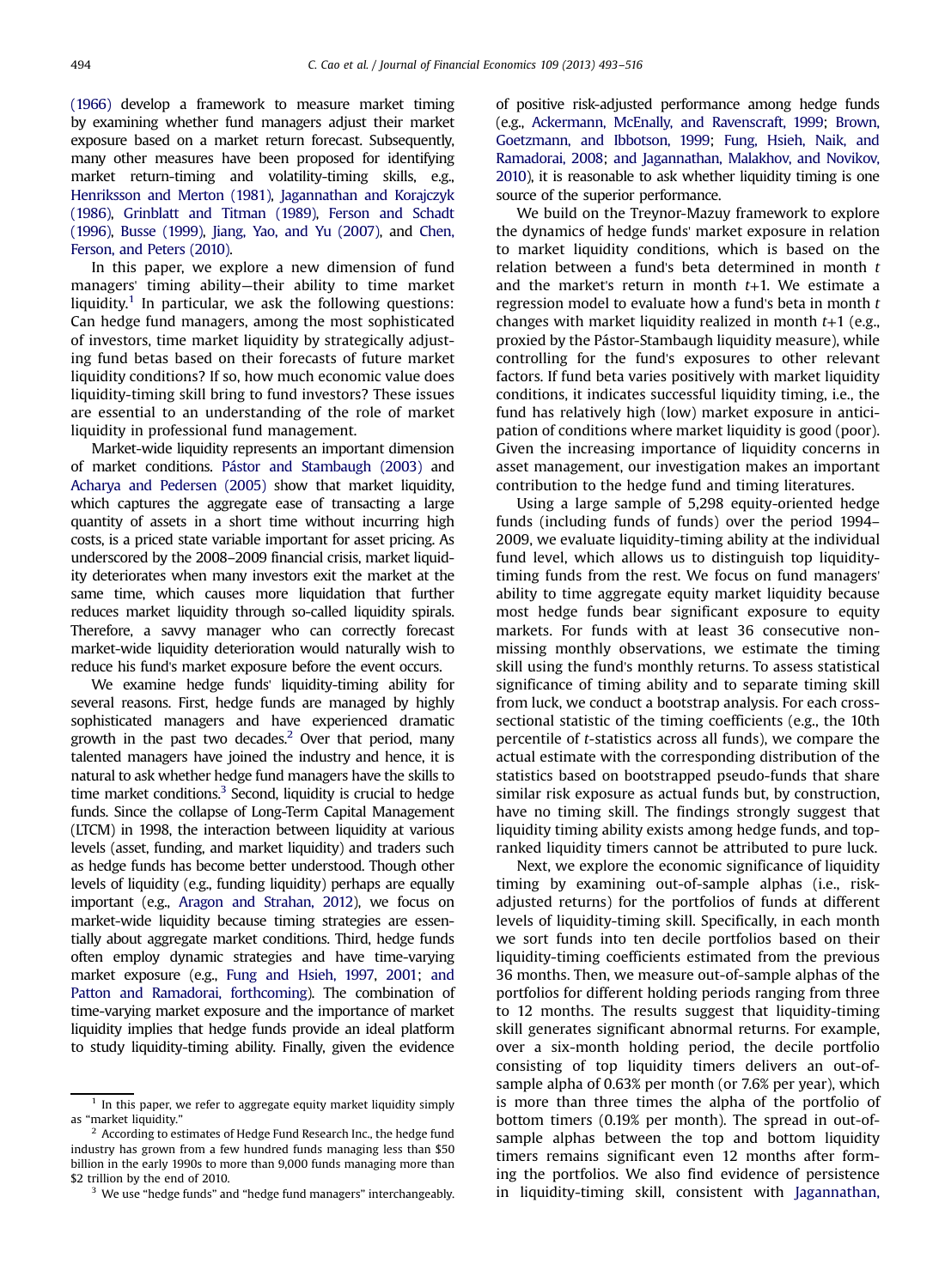(1966) develop a framework to measure market timing by examining whether fund managers adjust their market exposure based on a market return forecast. Subsequently, many other measures have been proposed for identifying market return-timing and volatility-timing skills, e.g., Henriksson and Merton (1981), Jagannathan and Korajczyk (1986), Grinblatt and Titman (1989), Ferson and Schadt (1996), Busse (1999), Jiang, Yao, and Yu (2007), and Chen, Ferson, and Peters (2010).

In this paper, we explore a new dimension of fund managers' timing ability—their ability to time market liquidity.[1] In particular, we ask the following questions: Can hedge fund managers, among the most sophisticated of investors, time market liquidity by strategically adjusting fund betas based on their forecasts of future market liquidity conditions? If so, how much economic value does liquidity-timing skill bring to fund investors? These issues are essential to an understanding of the role of market liquidity in professional fund management.

Market-wide liquidity represents an important dimension of market conditions. Pástor and Stambaugh (2003) and Acharya and Pedersen (2005) show that market liquidity, which captures the aggregate ease of transacting a large quantity of assets in a short time without incurring high costs, is a priced state variable important for asset pricing. As underscored by the 2008–2009 financial crisis, market liquidity deteriorates when many investors exit the market at the same time, which causes more liquidation that further reduces market liquidity through so-called liquidity spirals. Therefore, a savvy manager who can correctly forecast market-wide liquidity deterioration would naturally wish to reduce his fund's market exposure before the event occurs.

We examine hedge funds' liquidity-timing ability for several reasons. First, hedge funds are managed by highly sophisticated managers and have experienced dramatic growth in the past two decades.[2] Over that period, many talented managers have joined the industry and hence, it is natural to ask whether hedge fund managers have the skills to time market conditions.[3] Second, liquidity is crucial to hedge funds. Since the collapse of Long-Term Capital Management (LTCM) in 1998, the interaction between liquidity at various levels (asset, funding, and market liquidity) and traders such as hedge funds has become better understood. Though other levels of liquidity (e.g., funding liquidity) perhaps are equally important (e.g., Aragon and Strahan, 2012), we focus on market-wide liquidity because timing strategies are essentially about aggregate market conditions. Third, hedge funds often employ dynamic strategies and have time-varying market exposure (e.g., Fung and Hsieh, 1997, 2001; and Patton and Ramadorai, forthcoming). The combination of time-varying market exposure and the importance of market liquidity implies that hedge funds provide an ideal platform to study liquidity-timing ability. Finally, given the evidence of positive risk-adjusted performance among hedge funds (e.g., Ackermann, McEnally, and Ravenscraft, 1999; Brown, Goetzmann, and Ibbotson, 1999; Fung, Hsieh, Naik, and Ramadorai, 2008; and Jagannathan, Malakhov, and Novikov, 2010), it is reasonable to ask whether liquidity timing is one source of the superior performance.

We build on the Treynor-Mazuy framework to explore the dynamics of hedge funds' market exposure in relation to market liquidity conditions, which is based on the relation between a fund's beta determined in month $t$ and the market's return in month $t$+1. We estimate a regression model to evaluate how a fund's beta in month $t$ changes with market liquidity realized in month $t$+1 (e.g., proxied by the Pástor-Stambaugh liquidity measure), while controlling for the fund's exposures to other relevant factors. If fund beta varies positively with market liquidity conditions, it indicates successful liquidity timing, i.e., the fund has relatively high (low) market exposure in anticipation of conditions where market liquidity is good (poor). Given the increasing importance of liquidity concerns in asset management, our investigation makes an important contribution to the hedge fund and timing literatures.

Using a large sample of 5,298 equity-oriented hedge funds (including funds of funds) over the period 1994–2009, we evaluate liquidity-timing ability at the individual fund level, which allows us to distinguish top liquidity-timing funds from the rest. We focus on fund managers' ability to time aggregate equity market liquidity because most hedge funds bear significant exposure to equity markets. For funds with at least 36 consecutive non-missing monthly observations, we estimate the timing skill using the fund's monthly returns. To assess statistical significance of timing ability and to separate timing skill from luck, we conduct a bootstrap analysis. For each cross-sectional statistic of the timing coefficients (e.g., the 10th percentile of $t$-statistics across all funds), we compare the actual estimate with the corresponding distribution of the statistics based on bootstrapped pseudo-funds that share similar risk exposure as actual funds but, by construction, have no timing skill. The findings strongly suggest that liquidity timing ability exists among hedge funds, and top-ranked liquidity timers cannot be attributed to pure luck.

Next, we explore the economic significance of liquidity timing by examining out-of-sample alphas (i.e., risk-adjusted returns) for the portfolios of funds at different levels of liquidity-timing skill. Specifically, in each month we sort funds into ten decile portfolios based on their liquidity-timing coefficients estimated from the previous 36 months. Then, we measure out-of-sample alphas of the portfolios for different holding periods ranging from three to 12 months. The results suggest that liquidity-timing skill generates significant abnormal returns. For example, over a six-month holding period, the decile portfolio consisting of top liquidity timers delivers an out-of-sample alpha of 0.63% per month (or 7.6% per year), which is more than three times the alpha of the portfolio of bottom timers (0.19% per month). The spread in out-of-sample alphas between the top and bottom liquidity timers remains significant even 12 months after forming the portfolios. We also find evidence of persistence in liquidity-timing skill, consistent with Jagannathan,

[1] In this paper, we refer to aggregate equity market liquidity simply as "market liquidity."

[2] According to estimates of Hedge Fund Research Inc., the hedge fund industry has grown from a few hundred funds managing less than $50 billion in the early 1990s to more than 9,000 funds managing more than $2 trillion by the end of 2010.

[3] We use "hedge funds" and "hedge fund managers" interchangeably.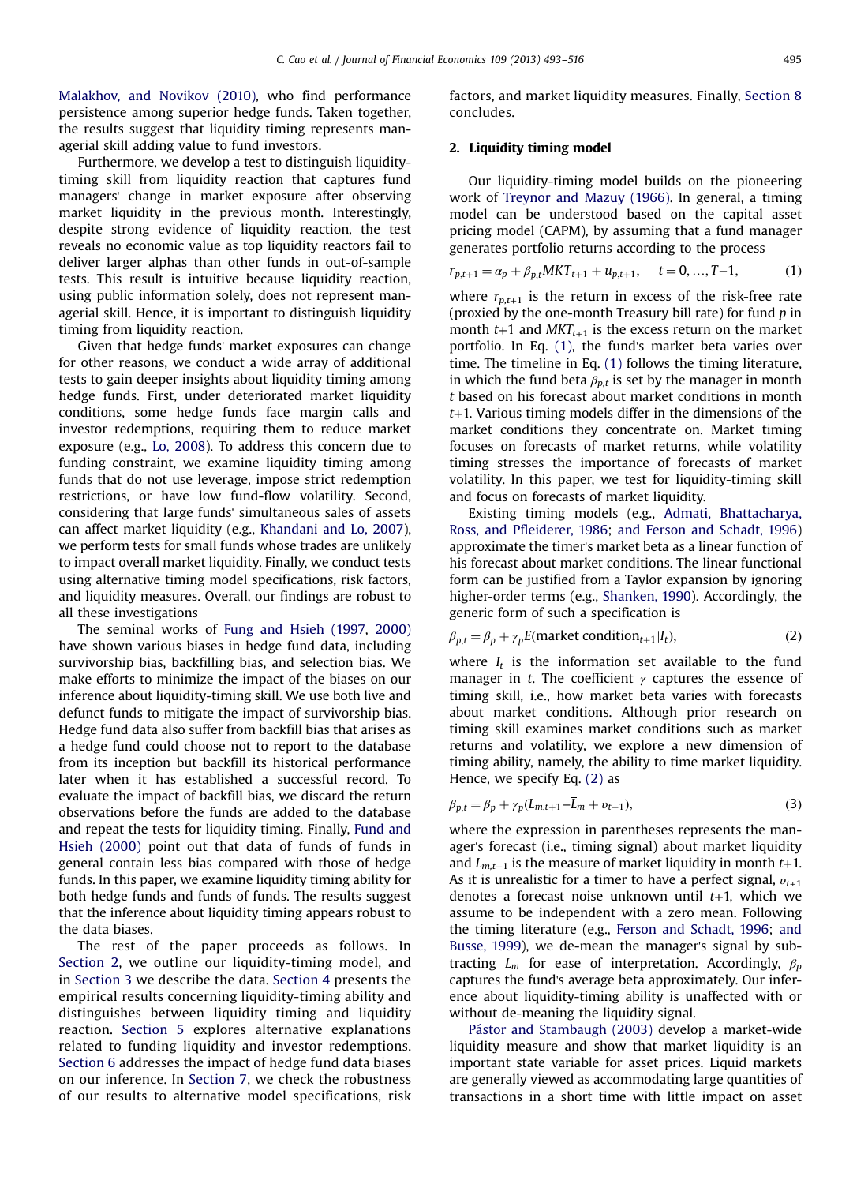Malakhov, and Novikov (2010), who find performance persistence among superior hedge funds. Taken together, the results suggest that liquidity timing represents managerial skill adding value to fund investors.

Furthermore, we develop a test to distinguish liquidity-timing skill from liquidity reaction that captures fund managers' change in market exposure after observing market liquidity in the previous month. Interestingly, despite strong evidence of liquidity reaction, the test reveals no economic value as top liquidity reactors fail to deliver larger alphas than other funds in out-of-sample tests. This result is intuitive because liquidity reaction, using public information solely, does not represent managerial skill. Hence, it is important to distinguish liquidity timing from liquidity reaction.

Given that hedge funds' market exposures can change for other reasons, we conduct a wide array of additional tests to gain deeper insights about liquidity timing among hedge funds. First, under deteriorated market liquidity conditions, some hedge funds face margin calls and investor redemptions, requiring them to reduce market exposure (e.g., Lo, 2008). To address this concern due to funding constraint, we examine liquidity timing among funds that do not use leverage, impose strict redemption restrictions, or have low fund-flow volatility. Second, considering that large funds' simultaneous sales of assets can affect market liquidity (e.g., Khandani and Lo, 2007), we perform tests for small funds whose trades are unlikely to impact overall market liquidity. Finally, we conduct tests using alternative timing model specifications, risk factors, and liquidity measures. Overall, our findings are robust to all these investigations

The seminal works of Fung and Hsieh (1997, 2000) have shown various biases in hedge fund data, including survivorship bias, backfilling bias, and selection bias. We make efforts to minimize the impact of the biases on our inference about liquidity-timing skill. We use both live and defunct funds to mitigate the impact of survivorship bias. Hedge fund data also suffer from backfill bias that arises as a hedge fund could choose not to report to the database from its inception but backfill its historical performance later when it has established a successful record. To evaluate the impact of backfill bias, we discard the return observations before the funds are added to the database and repeat the tests for liquidity timing. Finally, Fund and Hsieh (2000) point out that data of funds of funds in general contain less bias compared with those of hedge funds. In this paper, we examine liquidity timing ability for both hedge funds and funds of funds. The results suggest that the inference about liquidity timing appears robust to the data biases.

The rest of the paper proceeds as follows. In Section 2, we outline our liquidity-timing model, and in Section 3 we describe the data. Section 4 presents the empirical results concerning liquidity-timing ability and distinguishes between liquidity timing and liquidity reaction. Section 5 explores alternative explanations related to funding liquidity and investor redemptions. Section 6 addresses the impact of hedge fund data biases on our inference. In Section 7, we check the robustness of our results to alternative model specifications, risk factors, and market liquidity measures. Finally, Section 8 concludes.

## 2. Liquidity timing model

Our liquidity-timing model builds on the pioneering work of Treynor and Mazuy (1966). In general, a timing model can be understood based on the capital asset pricing model (CAPM), by assuming that a fund manager generates portfolio returns according to the process

$$r_{p,t+1} = \alpha_p + \beta_{p,t} MKT_{t+1} + u_{p,t+1}, \quad t = 0, \ldots, T-1, \tag{1}$$

where $r_{p,t+1}$ is the return in excess of the risk-free rate (proxied by the one-month Treasury bill rate) for fund $p$ in month $t$+1 and $MKT_{t+1}$ is the excess return on the market portfolio. In Eq. (1), the fund's market beta varies over time. The timeline in Eq. (1) follows the timing literature, in which the fund beta $\beta_{p,t}$ is set by the manager in month $t$ based on his forecast about market conditions in month $t$+1. Various timing models differ in the dimensions of the market conditions they concentrate on. Market timing focuses on forecasts of market returns, while volatility timing stresses the importance of forecasts of market volatility. In this paper, we test for liquidity-timing skill and focus on forecasts of market liquidity.

Existing timing models (e.g., Admati, Bhattacharya, Ross, and Pfleiderer, 1986; and Ferson and Schadt, 1996) approximate the timer's market beta as a linear function of his forecast about market conditions. The linear functional form can be justified from a Taylor expansion by ignoring higher-order terms (e.g., Shanken, 1990). Accordingly, the generic form of such a specification is

$$\beta_{p,t} = \beta_p + \gamma_p E(\text{market condition}_{t+1} | I_t), \tag{2}$$

where $I_t$ is the information set available to the fund manager in $t$. The coefficient $\gamma$ captures the essence of timing skill, i.e., how market beta varies with forecasts about market conditions. Although prior research on timing skill examines market conditions such as market returns and volatility, we explore a new dimension of timing ability, namely, the ability to time market liquidity. Hence, we specify Eq. (2) as

$$\beta_{p,t} = \beta_p + \gamma_p (L_{m,t+1} - \overline{L}_m + \upsilon_{t+1}), \tag{3}$$

where the expression in parentheses represents the manager's forecast (i.e., timing signal) about market liquidity and $L_{m,t+1}$ is the measure of market liquidity in month $t$+1. As it is unrealistic for a timer to have a perfect signal, $\upsilon_{t+1}$ denotes a forecast noise unknown until $t$+1, which we assume to be independent with a zero mean. Following the timing literature (e.g., Ferson and Schadt, 1996; and Busse, 1999), we de-mean the manager's signal by subtracting $\overline{L}_m$ for ease of interpretation. Accordingly, $\beta_p$ captures the fund's average beta approximately. Our inference about liquidity-timing ability is unaffected with or without de-meaning the liquidity signal.

Pástor and Stambaugh (2003) develop a market-wide liquidity measure and show that market liquidity is an important state variable for asset prices. Liquid markets are generally viewed as accommodating large quantities of transactions in a short time with little impact on asset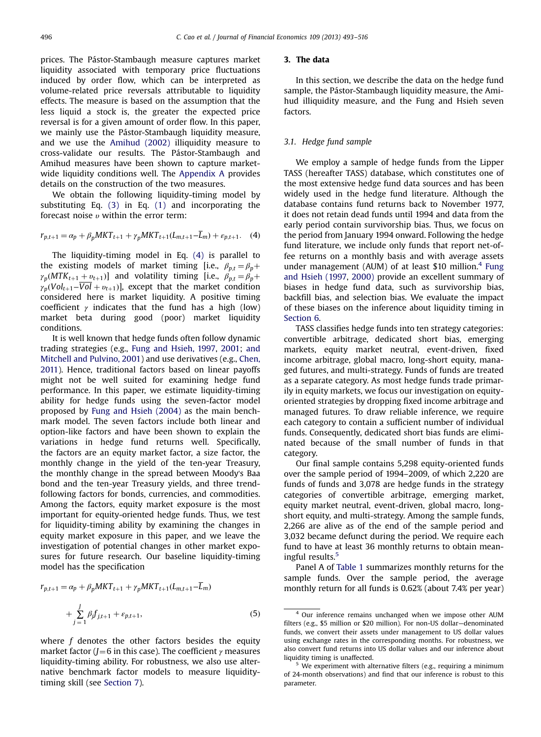prices. The Pástor-Stambaugh measure captures market liquidity associated with temporary price fluctuations induced by order flow, which can be interpreted as volume-related price reversals attributable to liquidity effects. The measure is based on the assumption that the less liquid a stock is, the greater the expected price reversal is for a given amount of order flow. In this paper, we mainly use the Pástor-Stambaugh liquidity measure, and we use the Amihud (2002) illiquidity measure to cross-validate our results. The Pástor-Stambaugh and Amihud measures have been shown to capture market-wide liquidity conditions well. The Appendix A provides details on the construction of the two measures.

We obtain the following liquidity-timing model by substituting Eq. (3) in Eq. (1) and incorporating the forecast noise $\upsilon$ within the error term:

$$r_{p,t+1} = \alpha_p + \beta_p MKT_{t+1} + \gamma_p MKT_{t+1}(L_{m,t+1} - \overline{L}_m) + \varepsilon_{p,t+1}. \quad (4)$$

The liquidity-timing model in Eq. (4) is parallel to the existing models of market timing [i.e., $\beta_{p,t} = \beta_p + \gamma_p(MTK_{t+1} + \upsilon_{t+1})$] and volatility timing [i.e., $\beta_{p,t} = \beta_p + \gamma_p(Vol_{t+1} - \overline{Vol} + \upsilon_{t+1})$], except that the market condition considered here is market liquidity. A positive timing coefficient $\gamma$ indicates that the fund has a high (low) market beta during good (poor) market liquidity conditions.

It is well known that hedge funds often follow dynamic trading strategies (e.g., Fung and Hsieh, 1997, 2001; and Mitchell and Pulvino, 2001) and use derivatives (e.g., Chen, 2011). Hence, traditional factors based on linear payoffs might not be well suited for examining hedge fund performance. In this paper, we estimate liquidity-timing ability for hedge funds using the seven-factor model proposed by Fung and Hsieh (2004) as the main benchmark model. The seven factors include both linear and option-like factors and have been shown to explain the variations in hedge fund returns well. Specifically, the factors are an equity market factor, a size factor, the monthly change in the yield of the ten-year Treasury, the monthly change in the spread between Moody's Baa bond and the ten-year Treasury yields, and three trend-following factors for bonds, currencies, and commodities. Among the factors, equity market exposure is the most important for equity-oriented hedge funds. Thus, we test for liquidity-timing ability by examining the changes in equity market exposure in this paper, and we leave the investigation of potential changes in other market exposures for future research. Our baseline liquidity-timing model has the specification

$$r_{p,t+1} = \alpha_p + \beta_p MKT_{t+1} + \gamma_p MKT_{t+1}(L_{m,t+1} - \overline{L}_m) + \sum_{j=1}^{J} \beta_j f_{j,t+1} + \varepsilon_{p,t+1}, \quad (5)$$

where $f$ denotes the other factors besides the equity market factor ($J=6$ in this case). The coefficient $\gamma$ measures liquidity-timing ability. For robustness, we also use alternative benchmark factor models to measure liquidity-timing skill (see Section 7).

## 3. The data

In this section, we describe the data on the hedge fund sample, the Pástor-Stambaugh liquidity measure, the Amihud illiquidity measure, and the Fung and Hsieh seven factors.

### 3.1. Hedge fund sample

We employ a sample of hedge funds from the Lipper TASS (hereafter TASS) database, which constitutes one of the most extensive hedge fund data sources and has been widely used in the hedge fund literature. Although the database contains fund returns back to November 1977, it does not retain dead funds until 1994 and data from the early period contain survivorship bias. Thus, we focus on the period from January 1994 onward. Following the hedge fund literature, we include only funds that report net-of-fee returns on a monthly basis and with average assets under management (AUM) of at least \$10 million.[4] Fung and Hsieh (1997, 2000) provide an excellent summary of biases in hedge fund data, such as survivorship bias, backfill bias, and selection bias. We evaluate the impact of these biases on the inference about liquidity timing in Section 6.

TASS classifies hedge funds into ten strategy categories: convertible arbitrage, dedicated short bias, emerging markets, equity market neutral, event-driven, fixed income arbitrage, global macro, long-short equity, managed futures, and multi-strategy. Funds of funds are treated as a separate category. As most hedge funds trade primarily in equity markets, we focus our investigation on equity-oriented strategies by dropping fixed income arbitrage and managed futures. To draw reliable inference, we require each category to contain a sufficient number of individual funds. Consequently, dedicated short bias funds are eliminated because of the small number of funds in that category.

Our final sample contains 5,298 equity-oriented funds over the sample period of 1994–2009, of which 2,220 are funds of funds and 3,078 are hedge funds in the strategy categories of convertible arbitrage, emerging market, equity market neutral, event-driven, global macro, long-short equity, and multi-strategy. Among the sample funds, 2,266 are alive as of the end of the sample period and 3,032 became defunct during the period. We require each fund to have at least 36 monthly returns to obtain meaningful results.[5]

Panel A of Table 1 summarizes monthly returns for the sample funds. Over the sample period, the average monthly return for all funds is 0.62% (about 7.4% per year)

---

[4] Our inference remains unchanged when we impose other AUM filters (e.g., \$5 million or \$20 million). For non-US dollar–denominated funds, we convert their assets under management to US dollar values using exchange rates in the corresponding months. For robustness, we also convert fund returns into US dollar values and our inference about liquidity timing is unaffected.

[5] We experiment with alternative filters (e.g., requiring a minimum of 24-month observations) and find that our inference is robust to this parameter.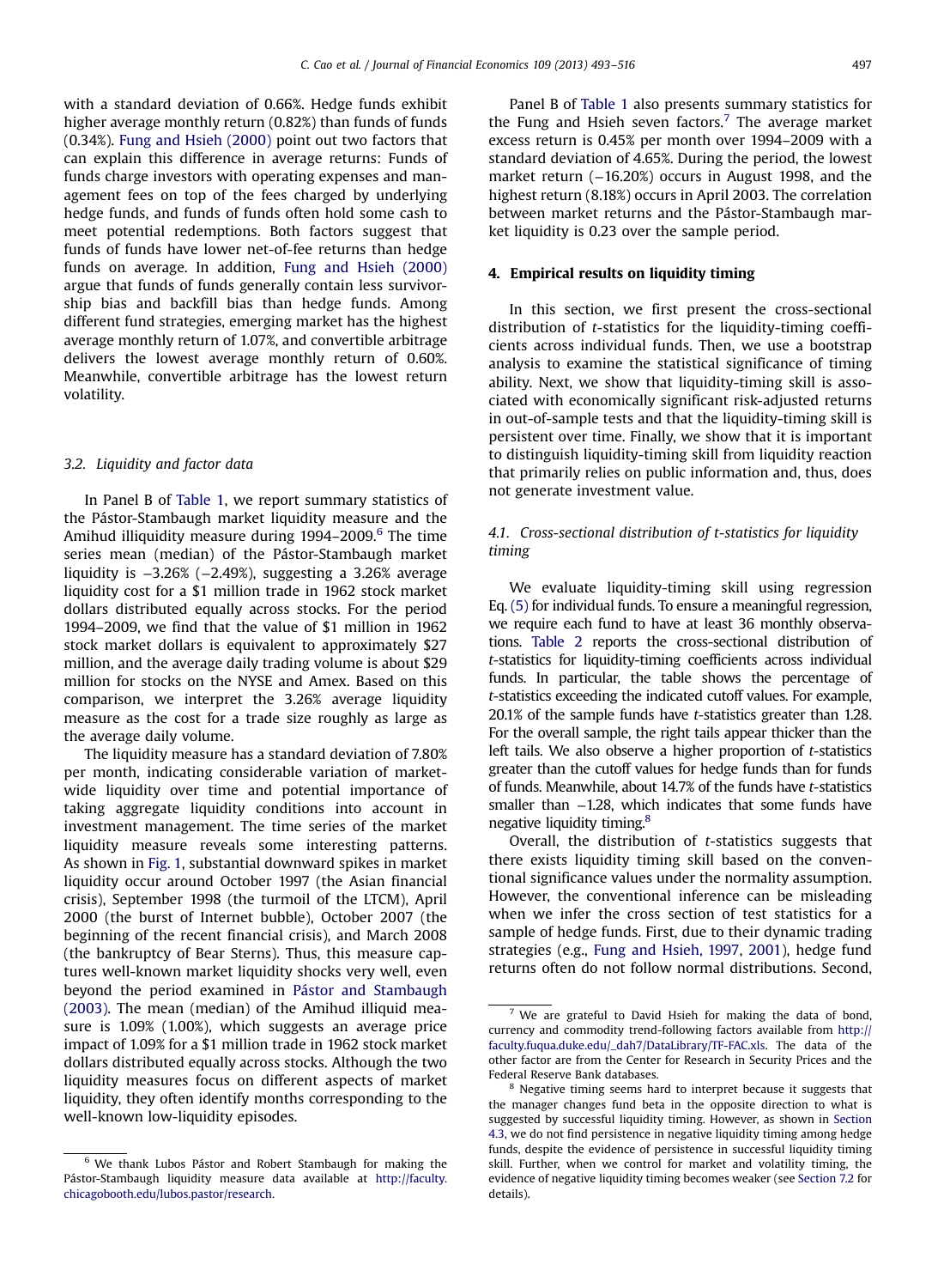with a standard deviation of 0.66%. Hedge funds exhibit higher average monthly return (0.82%) than funds of funds (0.34%). Fung and Hsieh (2000) point out two factors that can explain this difference in average returns: Funds of funds charge investors with operating expenses and management fees on top of the fees charged by underlying hedge funds, and funds of funds often hold some cash to meet potential redemptions. Both factors suggest that funds of funds have lower net-of-fee returns than hedge funds on average. In addition, Fung and Hsieh (2000) argue that funds of funds generally contain less survivorship bias and backfill bias than hedge funds. Among different fund strategies, emerging market has the highest average monthly return of 1.07%, and convertible arbitrage delivers the lowest average monthly return of 0.60%. Meanwhile, convertible arbitrage has the lowest return volatility.

### 3.2. Liquidity and factor data

In Panel B of Table 1, we report summary statistics of the Pástor-Stambaugh market liquidity measure and the Amihud illiquidity measure during 1994–2009.[6] The time series mean (median) of the Pástor-Stambaugh market liquidity is −3.26% (−2.49%), suggesting a 3.26% average liquidity cost for a \$1 million trade in 1962 stock market dollars distributed equally across stocks. For the period 1994–2009, we find that the value of \$1 million in 1962 stock market dollars is equivalent to approximately \$27 million, and the average daily trading volume is about \$29 million for stocks on the NYSE and Amex. Based on this comparison, we interpret the 3.26% average liquidity measure as the cost for a trade size roughly as large as the average daily volume.

The liquidity measure has a standard deviation of 7.80% per month, indicating considerable variation of market-wide liquidity over time and potential importance of taking aggregate liquidity conditions into account in investment management. The time series of the market liquidity measure reveals some interesting patterns. As shown in Fig. 1, substantial downward spikes in market liquidity occur around October 1997 (the Asian financial crisis), September 1998 (the turmoil of the LTCM), April 2000 (the burst of Internet bubble), October 2007 (the beginning of the recent financial crisis), and March 2008 (the bankruptcy of Bear Sterns). Thus, this measure captures well-known market liquidity shocks very well, even beyond the period examined in Pástor and Stambaugh (2003). The mean (median) of the Amihud illiquid measure is 1.09% (1.00%), which suggests an average price impact of 1.09% for a \$1 million trade in 1962 stock market dollars distributed equally across stocks. Although the two liquidity measures focus on different aspects of market liquidity, they often identify months corresponding to the well-known low-liquidity episodes.

Panel B of Table 1 also presents summary statistics for the Fung and Hsieh seven factors.[7] The average market excess return is 0.45% per month over 1994–2009 with a standard deviation of 4.65%. During the period, the lowest market return (−16.20%) occurs in August 1998, and the highest return (8.18%) occurs in April 2003. The correlation between market returns and the Pástor-Stambaugh market liquidity is 0.23 over the sample period.

## 4. Empirical results on liquidity timing

In this section, we first present the cross-sectional distribution of $t$-statistics for the liquidity-timing coefficients across individual funds. Then, we use a bootstrap analysis to examine the statistical significance of timing ability. Next, we show that liquidity-timing skill is associated with economically significant risk-adjusted returns in out-of-sample tests and that the liquidity-timing skill is persistent over time. Finally, we show that it is important to distinguish liquidity-timing skill from liquidity reaction that primarily relies on public information and, thus, does not generate investment value.

### 4.1. Cross-sectional distribution of $t$-statistics for liquidity timing

We evaluate liquidity-timing skill using regression Eq. (5) for individual funds. To ensure a meaningful regression, we require each fund to have at least 36 monthly observations. Table 2 reports the cross-sectional distribution of $t$-statistics for liquidity-timing coefficients across individual funds. In particular, the table shows the percentage of $t$-statistics exceeding the indicated cutoff values. For example, 20.1% of the sample funds have $t$-statistics greater than 1.28. For the overall sample, the right tails appear thicker than the left tails. We also observe a higher proportion of $t$-statistics greater than the cutoff values for hedge funds than for funds of funds. Meanwhile, about 14.7% of the funds have $t$-statistics smaller than −1.28, which indicates that some funds have negative liquidity timing.[8]

Overall, the distribution of $t$-statistics suggests that there exists liquidity timing skill based on the conventional significance values under the normality assumption. However, the conventional inference can be misleading when we infer the cross section of test statistics for a sample of hedge funds. First, due to their dynamic trading strategies (e.g., Fung and Hsieh, 1997, 2001), hedge fund returns often do not follow normal distributions. Second,

---

[6] We thank Lubos Pástor and Robert Stambaugh for making the Pástor-Stambaugh liquidity measure data available at http://faculty.chicagobooth.edu/lubos.pastor/research.

[7] We are grateful to David Hsieh for making the data of bond, currency and commodity trend-following factors available from http://faculty.fuqua.duke.edu/_dah7/DataLibrary/TF-FAC.xls. The data of the other factor are from the Center for Research in Security Prices and the Federal Reserve Bank databases.

[8] Negative timing seems hard to interpret because it suggests that the manager changes fund beta in the opposite direction to what is suggested by successful liquidity timing. However, as shown in Section 4.3, we do not find persistence in negative liquidity timing among hedge funds, despite the evidence of persistence in successful liquidity timing skill. Further, when we control for market and volatility timing, the evidence of negative liquidity timing becomes weaker (see Section 7.2 for details).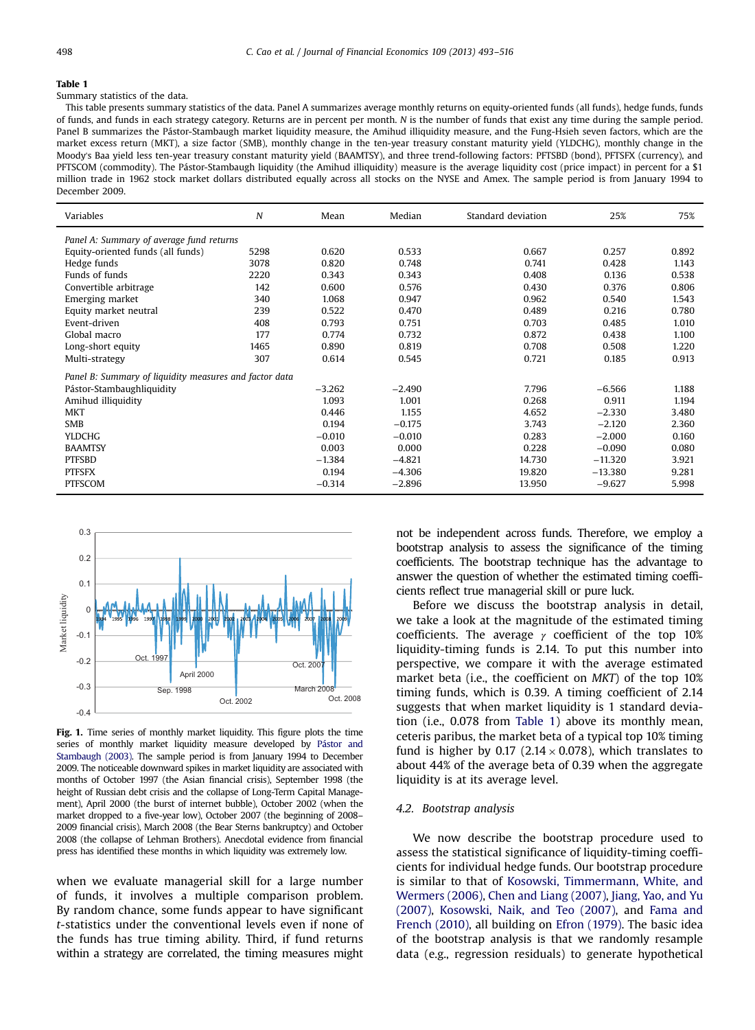**Table 1**

Summary statistics of the data.

This table presents summary statistics of the data. Panel A summarizes average monthly returns on equity-oriented funds (all funds), hedge funds, funds of funds, and funds in each strategy category. Returns are in percent per month. $N$ is the number of funds that exist any time during the sample period. Panel B summarizes the Pástor-Stambaugh market liquidity measure, the Amihud illiquidity measure, and the Fung-Hsieh seven factors, which are the market excess return (MKT), a size factor (SMB), monthly change in the ten-year treasury constant maturity yield (YLDCHG), monthly change in the Moody's Baa yield less ten-year treasury constant maturity yield (BAAMTSY), and three trend-following factors: PFTSBD (bond), PFTSFX (currency), and PFTSCOM (commodity). The Pástor-Stambaugh liquidity (the Amihud illiquidity) measure is the average liquidity cost (price impact) in percent for a $1 million trade in 1962 stock market dollars distributed equally across all stocks on the NYSE and Amex. The sample period is from January 1994 to December 2009.

| Variables | $N$ | Mean | Median | Standard deviation | 25% | 75% |
|---|---|---|---|---|---|---|
| *Panel A: Summary of average fund returns* | | | | | | |
| Equity-oriented funds (all funds) | 5298 | 0.620 | 0.533 | 0.667 | 0.257 | 0.892 |
| Hedge funds | 3078 | 0.820 | 0.748 | 0.741 | 0.428 | 1.143 |
| Funds of funds | 2220 | 0.343 | 0.343 | 0.408 | 0.136 | 0.538 |
| Convertible arbitrage | 142 | 0.600 | 0.576 | 0.430 | 0.376 | 0.806 |
| Emerging market | 340 | 1.068 | 0.947 | 0.962 | 0.540 | 1.543 |
| Equity market neutral | 239 | 0.522 | 0.470 | 0.489 | 0.216 | 0.780 |
| Event-driven | 408 | 0.793 | 0.751 | 0.703 | 0.485 | 1.010 |
| Global macro | 177 | 0.774 | 0.732 | 0.872 | 0.438 | 1.100 |
| Long-short equity | 1465 | 0.890 | 0.819 | 0.708 | 0.508 | 1.220 |
| Multi-strategy | 307 | 0.614 | 0.545 | 0.721 | 0.185 | 0.913 |
| *Panel B: Summary of liquidity measures and factor data* | | | | | | |
| Pástor-Stambaughliquidity | | −3.262 | −2.490 | 7.796 | −6.566 | 1.188 |
| Amihud illiquidity | | 1.093 | 1.001 | 0.268 | 0.911 | 1.194 |
| MKT | | 0.446 | 1.155 | 4.652 | −2.330 | 3.480 |
| SMB | | 0.194 | −0.175 | 3.743 | −2.120 | 2.360 |
| YLDCHG | | −0.010 | −0.010 | 0.283 | −2.000 | 0.160 |
| BAAMTSY | | 0.003 | 0.000 | 0.228 | −0.090 | 0.080 |
| PTFSBD | | −1.384 | −4.821 | 14.730 | −11.320 | 3.921 |
| PTFSFX | | 0.194 | −4.306 | 19.820 | −13.380 | 9.281 |
| PTFSCOM | | −0.314 | −2.896 | 13.950 | −9.627 | 5.998 |

**Fig. 1.** Time series of monthly market liquidity. This figure plots the time series of monthly market liquidity measure developed by Pástor and Stambaugh (2003). The sample period is from January 1994 to December 2009. The noticeable downward spikes in market liquidity are associated with months of October 1997 (the Asian financial crisis), September 1998 (the height of Russian debt crisis and the collapse of Long-Term Capital Management), April 2000 (the burst of internet bubble), October 2002 (when the market dropped to a five-year low), October 2007 (the beginning of 2008–2009 financial crisis), March 2008 (the Bear Sterns bankruptcy) and October 2008 (the collapse of Lehman Brothers). Anecdotal evidence from financial press has identified these months in which liquidity was extremely low.

when we evaluate managerial skill for a large number of funds, it involves a multiple comparison problem. By random chance, some funds appear to have significant $t$-statistics under the conventional levels even if none of the funds has true timing ability. Third, if fund returns within a strategy are correlated, the timing measures might not be independent across funds. Therefore, we employ a bootstrap analysis to assess the significance of the timing coefficients. The bootstrap technique has the advantage to answer the question of whether the estimated timing coefficients reflect true managerial skill or pure luck.

Before we discuss the bootstrap analysis in detail, we take a look at the magnitude of the estimated timing coefficients. The average $\gamma$ coefficient of the top 10% liquidity-timing funds is 2.14. To put this number into perspective, we compare it with the average estimated market beta (i.e., the coefficient on *MKT*) of the top 10% timing funds, which is 0.39. A timing coefficient of 2.14 suggests that when market liquidity is 1 standard deviation (i.e., 0.078 from Table 1) above its monthly mean, ceteris paribus, the market beta of a typical top 10% timing fund is higher by 0.17 ($2.14 \times 0.078$), which translates to about 44% of the average beta of 0.39 when the aggregate liquidity is at its average level.

### 4.2. Bootstrap analysis

We now describe the bootstrap procedure used to assess the statistical significance of liquidity-timing coefficients for individual hedge funds. Our bootstrap procedure is similar to that of Kosowski, Timmermann, White, and Wermers (2006), Chen and Liang (2007), Jiang, Yao, and Yu (2007), Kosowski, Naik, and Teo (2007), and Fama and French (2010), all building on Efron (1979). The basic idea of the bootstrap analysis is that we randomly resample data (e.g., regression residuals) to generate hypothetical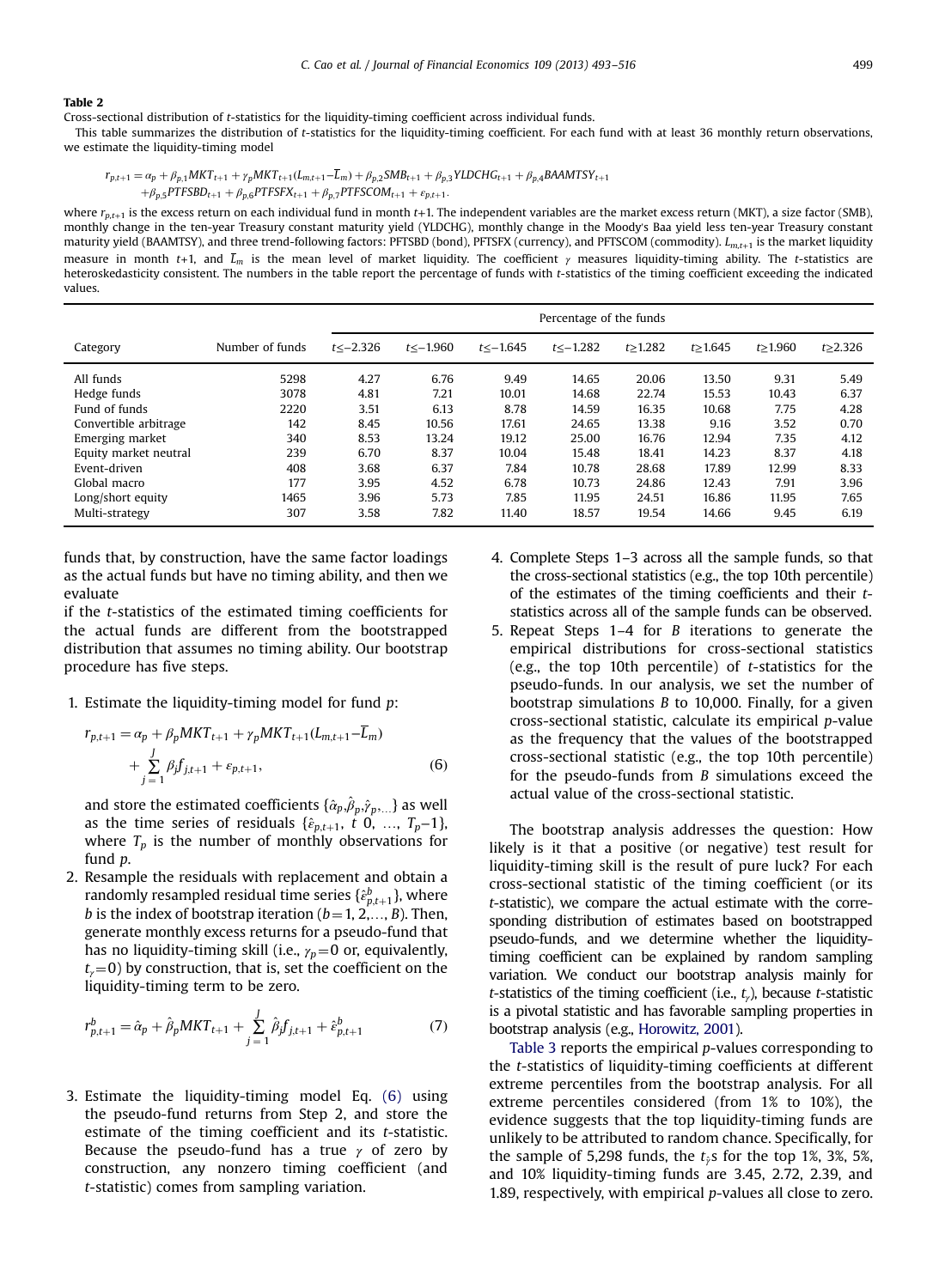**Table 2**

Cross-sectional distribution of $t$-statistics for the liquidity-timing coefficient across individual funds.

This table summarizes the distribution of $t$-statistics for the liquidity-timing coefficient. For each fund with at least 36 monthly return observations, we estimate the liquidity-timing model

$$r_{p,t+1} = \alpha_p + \beta_{p,1}MKT_{t+1} + \gamma_p MKT_{t+1}(L_{m,t+1} - \overline{L}_m) + \beta_{p,2}SMB_{t+1} + \beta_{p,3}YLDCHG_{t+1} + \beta_{p,4}BAAMTSY_{t+1}$$
$$+ \beta_{p,5}PTFSBD_{t+1} + \beta_{p,6}PTFSFX_{t+1} + \beta_{p,7}PTFSCOM_{t+1} + \varepsilon_{p,t+1}.$$

where $r_{p,t+1}$ is the excess return on each individual fund in month $t$+1. The independent variables are the market excess return (MKT), a size factor (SMB), monthly change in the ten-year Treasury constant maturity yield (YLDCHG), monthly change in the Moody's Baa yield less ten-year Treasury constant maturity yield (BAAMTSY), and three trend-following factors: PTFSBD (bond), PTFSFX (currency), and PTFSCOM (commodity). $L_{m,t+1}$ is the market liquidity measure in month $t$+1, and $\overline{L}_m$ is the mean level of market liquidity. The coefficient $\gamma$ measures liquidity-timing ability. The $t$-statistics are heteroskedasticity consistent. The numbers in the table report the percentage of funds with $t$-statistics of the timing coefficient exceeding the indicated values.

| Category | Number of funds | Percentage of the funds | | | | | | | |
|---|---|---|---|---|---|---|---|---|---|
| | | $t \le -2.326$ | $t \le -1.960$ | $t \le -1.645$ | $t \le -1.282$ | $t \ge 1.282$ | $t \ge 1.645$ | $t \ge 1.960$ | $t \ge 2.326$ |
| All funds | 5298 | 4.27 | 6.76 | 9.49 | 14.65 | 20.06 | 13.50 | 9.31 | 5.49 |
| Hedge funds | 3078 | 4.81 | 7.21 | 10.01 | 14.68 | 22.74 | 15.53 | 10.43 | 6.37 |
| Fund of funds | 2220 | 3.51 | 6.13 | 8.78 | 14.59 | 16.35 | 10.68 | 7.75 | 4.28 |
| Convertible arbitrage | 142 | 8.45 | 10.56 | 17.61 | 24.65 | 13.38 | 9.16 | 3.52 | 0.70 |
| Emerging market | 340 | 8.53 | 13.24 | 19.12 | 25.00 | 16.76 | 12.94 | 7.35 | 4.12 |
| Equity market neutral | 239 | 6.70 | 8.37 | 10.04 | 15.48 | 18.41 | 14.23 | 8.37 | 4.18 |
| Event-driven | 408 | 3.68 | 6.37 | 7.84 | 10.78 | 28.68 | 17.89 | 12.99 | 8.33 |
| Global macro | 177 | 3.95 | 4.52 | 6.78 | 10.73 | 24.86 | 12.43 | 7.91 | 3.96 |
| Long/short equity | 1465 | 3.96 | 5.73 | 7.85 | 11.95 | 24.51 | 16.86 | 11.95 | 7.65 |
| Multi-strategy | 307 | 3.58 | 7.82 | 11.40 | 18.57 | 19.54 | 14.66 | 9.45 | 6.19 |

funds that, by construction, have the same factor loadings as the actual funds but have no timing ability, and then we evaluate if the $t$-statistics of the estimated timing coefficients for the actual funds are different from the bootstrapped distribution that assumes no timing ability. Our bootstrap procedure has five steps.

1. Estimate the liquidity-timing model for fund $p$:

$$r_{p,t+1} = \alpha_p + \beta_p MKT_{t+1} + \gamma_p MKT_{t+1}(L_{m,t+1} - \overline{L}_m) + \sum_{j=1}^{J} \beta_j f_{j,t+1} + \varepsilon_{p,t+1}, \tag{6}$$

   and store the estimated coefficients $\{\hat{\alpha}_p, \hat{\beta}_p, \hat{\gamma}_p, ...\}$ as well as the time series of residuals $\{\hat{\varepsilon}_{p,t+1},\ t\ 0,\ \dots,\ T_p-1\}$, where $T_p$ is the number of monthly observations for fund $p$.

2. Resample the residuals with replacement and obtain a randomly resampled residual time series $\{\hat{\varepsilon}^b_{p,t+1}\}$, where $b$ is the index of bootstrap iteration ($b = 1, 2, \dots, B$). Then, generate monthly excess returns for a pseudo-fund that has no liquidity-timing skill (i.e., $\gamma_p = 0$ or, equivalently, $t_\gamma = 0$) by construction, that is, set the coefficient on the liquidity-timing term to be zero.

$$r^b_{p,t+1} = \hat{\alpha}_p + \hat{\beta}_p MKT_{t+1} + \sum_{j=1}^{J} \hat{\beta}_j f_{j,t+1} + \hat{\varepsilon}^b_{p,t+1} \tag{7}$$

3. Estimate the liquidity-timing model Eq. (6) using the pseudo-fund returns from Step 2, and store the estimate of the timing coefficient and its $t$-statistic. Because the pseudo-fund has a true $\gamma$ of zero by construction, any nonzero timing coefficient (and $t$-statistic) comes from sampling variation.

4. Complete Steps 1–3 across all the sample funds, so that the cross-sectional statistics (e.g., the top 10th percentile) of the estimates of the timing coefficients and their $t$-statistics across all of the sample funds can be observed.

5. Repeat Steps 1–4 for $B$ iterations to generate the empirical distributions for cross-sectional statistics (e.g., the top 10th percentile) of $t$-statistics for the pseudo-funds. In our analysis, we set the number of bootstrap simulations $B$ to 10,000. Finally, for a given cross-sectional statistic, calculate its empirical $p$-value as the frequency that the values of the bootstrapped cross-sectional statistic (e.g., the top 10th percentile) for the pseudo-funds from $B$ simulations exceed the actual value of the cross-sectional statistic.

The bootstrap analysis addresses the question: How likely is it that a positive (or negative) test result for liquidity-timing skill is the result of pure luck? For each cross-sectional statistic of the timing coefficient (or its $t$-statistic), we compare the actual estimate with the corresponding distribution of estimates based on bootstrapped pseudo-funds, and we determine whether the liquidity-timing coefficient can be explained by random sampling variation. We conduct our bootstrap analysis mainly for $t$-statistics of the timing coefficient (i.e., $t_\gamma$), because $t$-statistic is a pivotal statistic and has favorable sampling properties in bootstrap analysis (e.g., Horowitz, 2001).

Table 3 reports the empirical $p$-values corresponding to the $t$-statistics of liquidity-timing coefficients at different extreme percentiles from the bootstrap analysis. For all extreme percentiles considered (from 1% to 10%), the evidence suggests that the top liquidity-timing funds are unlikely to be attributed to random chance. Specifically, for the sample of 5,298 funds, the $t_{\hat{\gamma}}$s for the top 1%, 3%, 5%, and 10% liquidity-timing funds are 3.45, 2.72, 2.39, and 1.89, respectively, with empirical $p$-values all close to zero.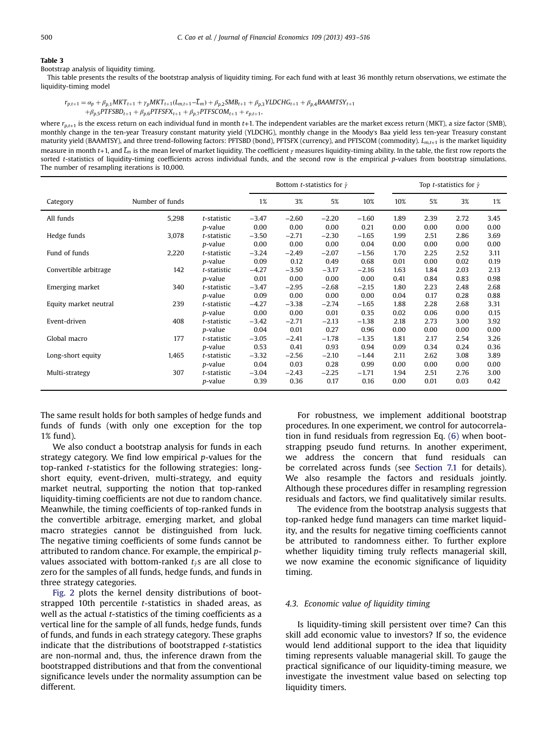**Table 3**

Bootstrap analysis of liquidity timing.

This table presents the results of the bootstrap analysis of liquidity timing. For each fund with at least 36 monthly return observations, we estimate the liquidity-timing model

$$r_{p,t+1} = \alpha_p + \beta_{p,1}MKT_{t+1} + \gamma_p MKT_{t+1}(L_{m,t+1} - \overline{L}_m) + \beta_{p,2}SMB_{t+1} + \beta_{p,3}YLDCHG_{t+1} + \beta_{p,4}BAAMTSY_{t+1}$$
$$+ \beta_{p,5}PTFSBD_{t+1} + \beta_{p,6}PTFSFX_{t+1} + \beta_{p,7}PTFSCOM_{t+1} + \epsilon_{p,t+1},$$

where $r_{p,t+1}$ is the excess return on each individual fund in month $t$+1. The independent variables are the market excess return (MKT), a size factor (SMB), monthly change in the ten-year Treasury constant maturity yield (YLDCHG), monthly change in the Moody's Baa yield less ten-year Treasury constant maturity yield (BAAMTSY), and three trend-following factors: PFTSBD (bond), PFTSFX (currency), and PFTSCOM (commodity). $L_{m,t+1}$ is the market liquidity measure in month $t$+1, and $\overline{L}_m$ is the mean level of market liquidity. The coefficient $\gamma$ measures liquidity-timing ability. In the table, the first row reports the sorted $t$-statistics of liquidity-timing coefficients across individual funds, and the second row is the empirical $p$-values from bootstrap simulations. The number of resampling iterations is 10,000.

| Category | Number of funds | | Bottom $t$-statistics for $\hat{\gamma}$ | | | | Top $t$-statistics for $\hat{\gamma}$ | | | |
|---|---|---|---|---|---|---|---|---|---|---|
| | | | 1% | 3% | 5% | 10% | 10% | 5% | 3% | 1% |
| All funds | 5,298 | $t$-statistic | −3.47 | −2.60 | −2.20 | −1.60 | 1.89 | 2.39 | 2.72 | 3.45 |
| | | $p$-value | 0.00 | 0.00 | 0.00 | 0.21 | 0.00 | 0.00 | 0.00 | 0.00 |
| Hedge funds | 3,078 | $t$-statistic | −3.50 | −2.71 | −2.30 | −1.65 | 1.99 | 2.51 | 2.86 | 3.69 |
| | | $p$-value | 0.00 | 0.00 | 0.00 | 0.04 | 0.00 | 0.00 | 0.00 | 0.00 |
| Fund of funds | 2,220 | $t$-statistic | −3.24 | −2.49 | −2.07 | −1.56 | 1.70 | 2.25 | 2.52 | 3.11 |
| | | $p$-value | 0.09 | 0.12 | 0.49 | 0.68 | 0.01 | 0.00 | 0.02 | 0.19 |
| Convertible arbitrage | 142 | $t$-statistic | −4.27 | −3.50 | −3.17 | −2.16 | 1.63 | 1.84 | 2.03 | 2.13 |
| | | $p$-value | 0.01 | 0.00 | 0.00 | 0.00 | 0.41 | 0.84 | 0.83 | 0.98 |
| Emerging market | 340 | $t$-statistic | −3.47 | −2.95 | −2.68 | −2.15 | 1.80 | 2.23 | 2.48 | 2.68 |
| | | $p$-value | 0.09 | 0.00 | 0.00 | 0.00 | 0.04 | 0.17 | 0.28 | 0.88 |
| Equity market neutral | 239 | $t$-statistic | −4.27 | −3.38 | −2.74 | −1.65 | 1.88 | 2.28 | 2.68 | 3.31 |
| | | $p$-value | 0.00 | 0.00 | 0.01 | 0.35 | 0.02 | 0.06 | 0.00 | 0.15 |
| Event-driven | 408 | $t$-statistic | −3.42 | −2.71 | −2.13 | −1.38 | 2.18 | 2.73 | 3.00 | 3.92 |
| | | $p$-value | 0.04 | 0.01 | 0.27 | 0.96 | 0.00 | 0.00 | 0.00 | 0.00 |
| Global macro | 177 | $t$-statistic | −3.05 | −2.41 | −1.78 | −1.35 | 1.81 | 2.17 | 2.54 | 3.26 |
| | | $p$-value | 0.53 | 0.41 | 0.93 | 0.94 | 0.09 | 0.34 | 0.24 | 0.36 |
| Long-short equity | 1,465 | $t$-statistic | −3.32 | −2.56 | −2.10 | −1.44 | 2.11 | 2.62 | 3.08 | 3.89 |
| | | $p$-value | 0.04 | 0.03 | 0.28 | 0.99 | 0.00 | 0.00 | 0.00 | 0.00 |
| Multi-strategy | 307 | $t$-statistic | −3.04 | −2.43 | −2.25 | −1.71 | 1.94 | 2.51 | 2.76 | 3.00 |
| | | $p$-value | 0.39 | 0.36 | 0.17 | 0.16 | 0.00 | 0.01 | 0.03 | 0.42 |

The same result holds for both samples of hedge funds and funds of funds (with only one exception for the top 1% fund).

We also conduct a bootstrap analysis for funds in each strategy category. We find low empirical $p$-values for the top-ranked $t$-statistics for the following strategies: long-short equity, event-driven, multi-strategy, and equity market neutral, supporting the notion that top-ranked liquidity-timing coefficients are not due to random chance. Meanwhile, the timing coefficients of top-ranked funds in the convertible arbitrage, emerging market, and global macro strategies cannot be distinguished from luck. The negative timing coefficients of some funds cannot be attributed to random chance. For example, the empirical $p$-values associated with bottom-ranked $t_{\hat{\gamma}}$s are all close to zero for the samples of all funds, hedge funds, and funds in three strategy categories.

Fig. 2 plots the kernel density distributions of bootstrapped 10th percentile $t$-statistics in shaded areas, as well as the actual $t$-statistics of the timing coefficients as a vertical line for the sample of all funds, hedge funds, funds of funds, and funds in each strategy category. These graphs indicate that the distributions of bootstrapped $t$-statistics are non-normal and, thus, the inference drawn from the bootstrapped distributions and that from the conventional significance levels under the normality assumption can be different.

For robustness, we implement additional bootstrap procedures. In one experiment, we control for autocorrelation in fund residuals from regression Eq. (6) when bootstrapping pseudo fund returns. In another experiment, we address the concern that fund residuals can be correlated across funds (see Section 7.1 for details). We also resample the factors and residuals jointly. Although these procedures differ in resampling regression residuals and factors, we find qualitatively similar results.

The evidence from the bootstrap analysis suggests that top-ranked hedge fund managers can time market liquidity, and the results for negative timing coefficients cannot be attributed to randomness either. To further explore whether liquidity timing truly reflects managerial skill, we now examine the economic significance of liquidity timing.

### 4.3. Economic value of liquidity timing

Is liquidity-timing skill persistent over time? Can this skill add economic value to investors? If so, the evidence would lend additional support to the idea that liquidity timing represents valuable managerial skill. To gauge the practical significance of our liquidity-timing measure, we investigate the investment value based on selecting top liquidity timers.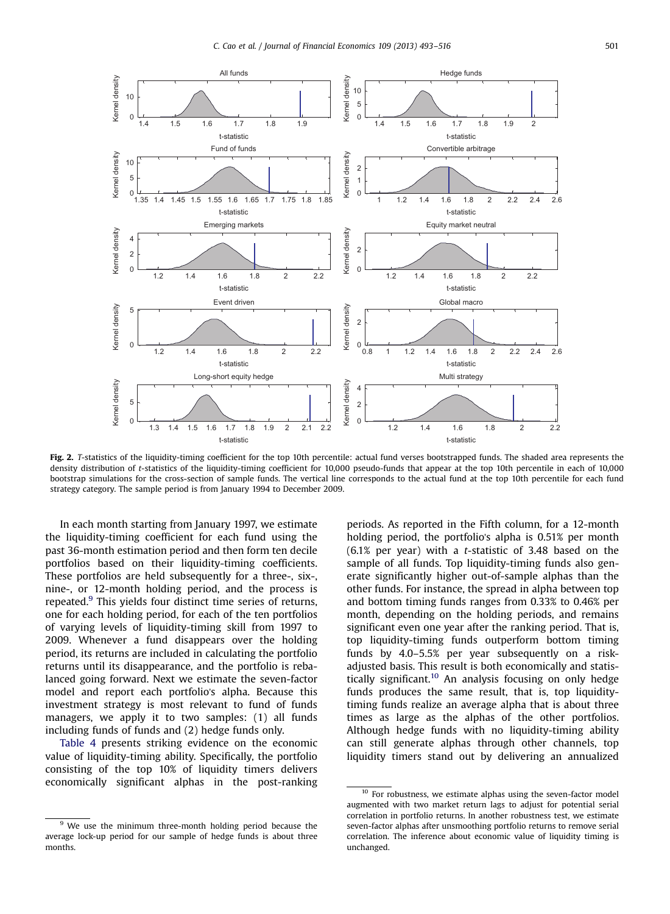**Fig. 2.** *T*-statistics of the liquidity-timing coefficient for the top 10th percentile: actual fund verses bootstrapped funds. The shaded area represents the density distribution of *t*-statistics of the liquidity-timing coefficient for 10,000 pseudo-funds that appear at the top 10th percentile in each of 10,000 bootstrap simulations for the cross-section of sample funds. The vertical line corresponds to the actual fund at the top 10th percentile for each fund strategy category. The sample period is from January 1994 to December 2009.

In each month starting from January 1997, we estimate the liquidity-timing coefficient for each fund using the past 36-month estimation period and then form ten decile portfolios based on their liquidity-timing coefficients. These portfolios are held subsequently for a three-, six-, nine-, or 12-month holding period, and the process is repeated.[9] This yields four distinct time series of returns, one for each holding period, for each of the ten portfolios of varying levels of liquidity-timing skill from 1997 to 2009. Whenever a fund disappears over the holding period, its returns are included in calculating the portfolio returns until its disappearance, and the portfolio is rebalanced going forward. Next we estimate the seven-factor model and report each portfolio's alpha. Because this investment strategy is most relevant to fund of funds managers, we apply it to two samples: (1) all funds including funds of funds and (2) hedge funds only.

Table 4 presents striking evidence on the economic value of liquidity-timing ability. Specifically, the portfolio consisting of the top 10% of liquidity timers delivers economically significant alphas in the post-ranking periods. As reported in the Fifth column, for a 12-month holding period, the portfolio's alpha is 0.51% per month (6.1% per year) with a *t*-statistic of 3.48 based on the sample of all funds. Top liquidity-timing funds also generate significantly higher out-of-sample alphas than the other funds. For instance, the spread in alpha between top and bottom timing funds ranges from 0.33% to 0.46% per month, depending on the holding periods, and remains significant even one year after the ranking period. That is, top liquidity-timing funds outperform bottom timing funds by 4.0–5.5% per year subsequently on a risk-adjusted basis. This result is both economically and statistically significant.[10] An analysis focusing on only hedge funds produces the same result, that is, top liquidity-timing funds realize an average alpha that is about three times as large as the alphas of the other portfolios. Although hedge funds with no liquidity-timing ability can still generate alphas through other channels, top liquidity timers stand out by delivering an annualized

[9] We use the minimum three-month holding period because the average lock-up period for our sample of hedge funds is about three months.

[10] For robustness, we estimate alphas using the seven-factor model augmented with two market return lags to adjust for potential serial correlation in portfolio returns. In another robustness test, we estimate seven-factor alphas after unsmoothing portfolio returns to remove serial correlation. The inference about economic value of liquidity timing is unchanged.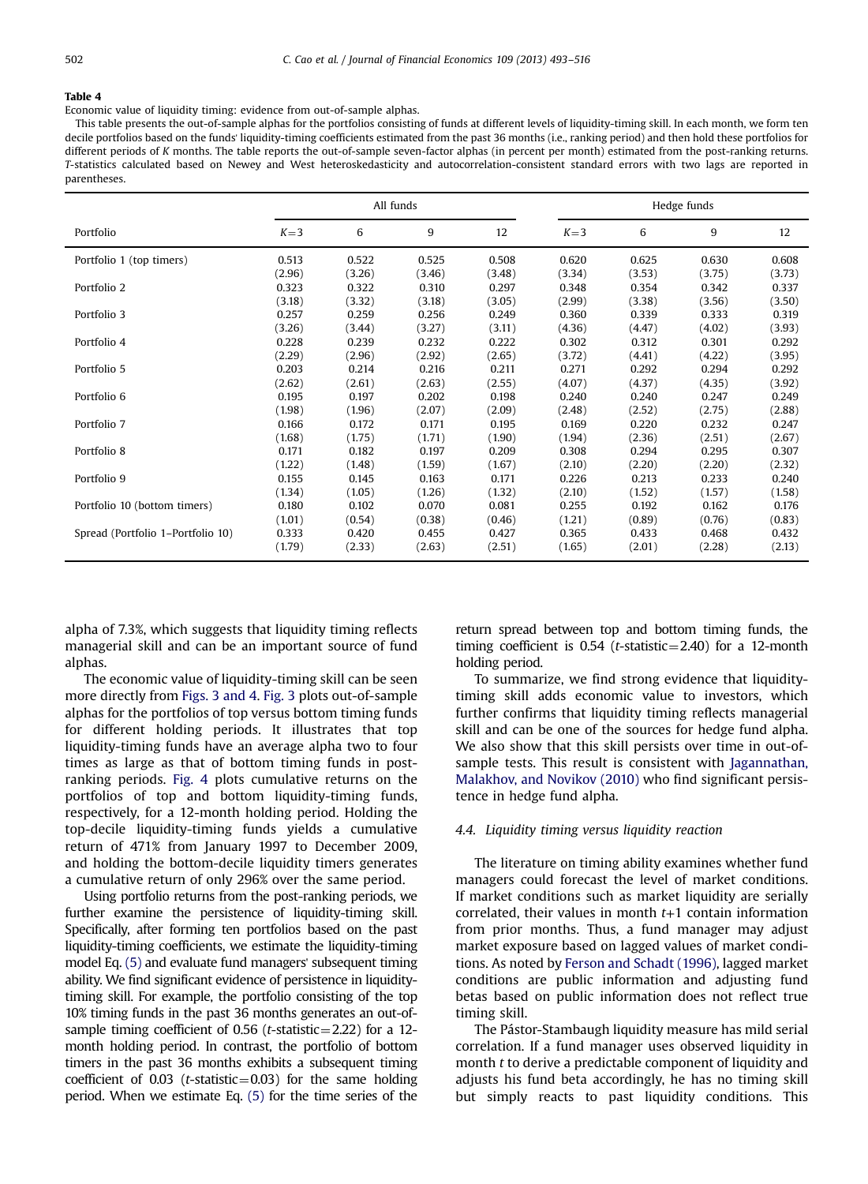**Table 4**

Economic value of liquidity timing: evidence from out-of-sample alphas.

This table presents the out-of-sample alphas for the portfolios consisting of funds at different levels of liquidity-timing skill. In each month, we form ten decile portfolios based on the funds' liquidity-timing coefficients estimated from the past 36 months (i.e., ranking period) and then hold these portfolios for different periods of K months. The table reports the out-of-sample seven-factor alphas (in percent per month) estimated from the post-ranking returns. T-statistics calculated based on Newey and West heteroskedasticity and autocorrelation-consistent standard errors with two lags are reported in parentheses.

| | All funds | | | | Hedge funds | | | |
|---|---|---|---|---|---|---|---|---|
| Portfolio | $K=3$ | 6 | 9 | 12 | $K=3$ | 6 | 9 | 12 |
| Portfolio 1 (top timers) | 0.513 | 0.522 | 0.525 | 0.508 | 0.620 | 0.625 | 0.630 | 0.608 |
| | (2.96) | (3.26) | (3.46) | (3.48) | (3.34) | (3.53) | (3.75) | (3.73) |
| Portfolio 2 | 0.323 | 0.322 | 0.310 | 0.297 | 0.348 | 0.354 | 0.342 | 0.337 |
| | (3.18) | (3.32) | (3.18) | (3.05) | (2.99) | (3.38) | (3.56) | (3.50) |
| Portfolio 3 | 0.257 | 0.259 | 0.256 | 0.249 | 0.360 | 0.339 | 0.333 | 0.319 |
| | (3.26) | (3.44) | (3.27) | (3.11) | (4.36) | (4.47) | (4.02) | (3.93) |
| Portfolio 4 | 0.228 | 0.239 | 0.232 | 0.222 | 0.302 | 0.312 | 0.301 | 0.292 |
| | (2.29) | (2.96) | (2.92) | (2.65) | (3.72) | (4.41) | (4.22) | (3.95) |
| Portfolio 5 | 0.203 | 0.214 | 0.216 | 0.211 | 0.271 | 0.292 | 0.294 | 0.292 |
| | (2.62) | (2.61) | (2.63) | (2.55) | (4.07) | (4.37) | (4.35) | (3.92) |
| Portfolio 6 | 0.195 | 0.197 | 0.202 | 0.198 | 0.240 | 0.240 | 0.247 | 0.249 |
| | (1.98) | (1.96) | (2.07) | (2.09) | (2.48) | (2.52) | (2.75) | (2.88) |
| Portfolio 7 | 0.166 | 0.172 | 0.171 | 0.195 | 0.169 | 0.220 | 0.232 | 0.247 |
| | (1.68) | (1.75) | (1.71) | (1.90) | (1.94) | (2.36) | (2.51) | (2.67) |
| Portfolio 8 | 0.171 | 0.182 | 0.197 | 0.209 | 0.308 | 0.294 | 0.295 | 0.307 |
| | (1.22) | (1.48) | (1.59) | (1.67) | (2.10) | (2.20) | (2.20) | (2.32) |
| Portfolio 9 | 0.155 | 0.145 | 0.163 | 0.171 | 0.226 | 0.213 | 0.233 | 0.240 |
| | (1.34) | (1.05) | (1.26) | (1.32) | (2.10) | (1.52) | (1.57) | (1.58) |
| Portfolio 10 (bottom timers) | 0.180 | 0.102 | 0.070 | 0.081 | 0.255 | 0.192 | 0.162 | 0.176 |
| | (1.01) | (0.54) | (0.38) | (0.46) | (1.21) | (0.89) | (0.76) | (0.83) |
| Spread (Portfolio 1–Portfolio 10) | 0.333 | 0.420 | 0.455 | 0.427 | 0.365 | 0.433 | 0.468 | 0.432 |
| | (1.79) | (2.33) | (2.63) | (2.51) | (1.65) | (2.01) | (2.28) | (2.13) |

alpha of 7.3%, which suggests that liquidity timing reflects managerial skill and can be an important source of fund alphas.

The economic value of liquidity-timing skill can be seen more directly from Figs. 3 and 4. Fig. 3 plots out-of-sample alphas for the portfolios of top versus bottom timing funds for different holding periods. It illustrates that top liquidity-timing funds have an average alpha two to four times as large as that of bottom timing funds in post-ranking periods. Fig. 4 plots cumulative returns on the portfolios of top and bottom liquidity-timing funds, respectively, for a 12-month holding period. Holding the top-decile liquidity-timing funds yields a cumulative return of 471% from January 1997 to December 2009, and holding the bottom-decile liquidity timers generates a cumulative return of only 296% over the same period.

Using portfolio returns from the post-ranking periods, we further examine the persistence of liquidity-timing skill. Specifically, after forming ten portfolios based on the past liquidity-timing coefficients, we estimate the liquidity-timing model Eq. (5) and evaluate fund managers' subsequent timing ability. We find significant evidence of persistence in liquidity-timing skill. For example, the portfolio consisting of the top 10% timing funds in the past 36 months generates an out-of-sample timing coefficient of 0.56 ($t$-statistic=2.22) for a 12-month holding period. In contrast, the portfolio of bottom timers in the past 36 months exhibits a subsequent timing coefficient of 0.03 ($t$-statistic=0.03) for the same holding period. When we estimate Eq. (5) for the time series of the return spread between top and bottom timing funds, the timing coefficient is 0.54 ($t$-statistic=2.40) for a 12-month holding period.

To summarize, we find strong evidence that liquidity-timing skill adds economic value to investors, which further confirms that liquidity timing reflects managerial skill and can be one of the sources for hedge fund alpha. We also show that this skill persists over time in out-of-sample tests. This result is consistent with Jagannathan, Malakhov, and Novikov (2010) who find significant persistence in hedge fund alpha.

### 4.4. Liquidity timing versus liquidity reaction

The literature on timing ability examines whether fund managers could forecast the level of market conditions. If market conditions such as market liquidity are serially correlated, their values in month $t$+1 contain information from prior months. Thus, a fund manager may adjust market exposure based on lagged values of market conditions. As noted by Ferson and Schadt (1996), lagged market conditions are public information and adjusting fund betas based on public information does not reflect true timing skill.

The Pástor-Stambaugh liquidity measure has mild serial correlation. If a fund manager uses observed liquidity in month $t$ to derive a predictable component of liquidity and adjusts his fund beta accordingly, he has no timing skill but simply reacts to past liquidity conditions. This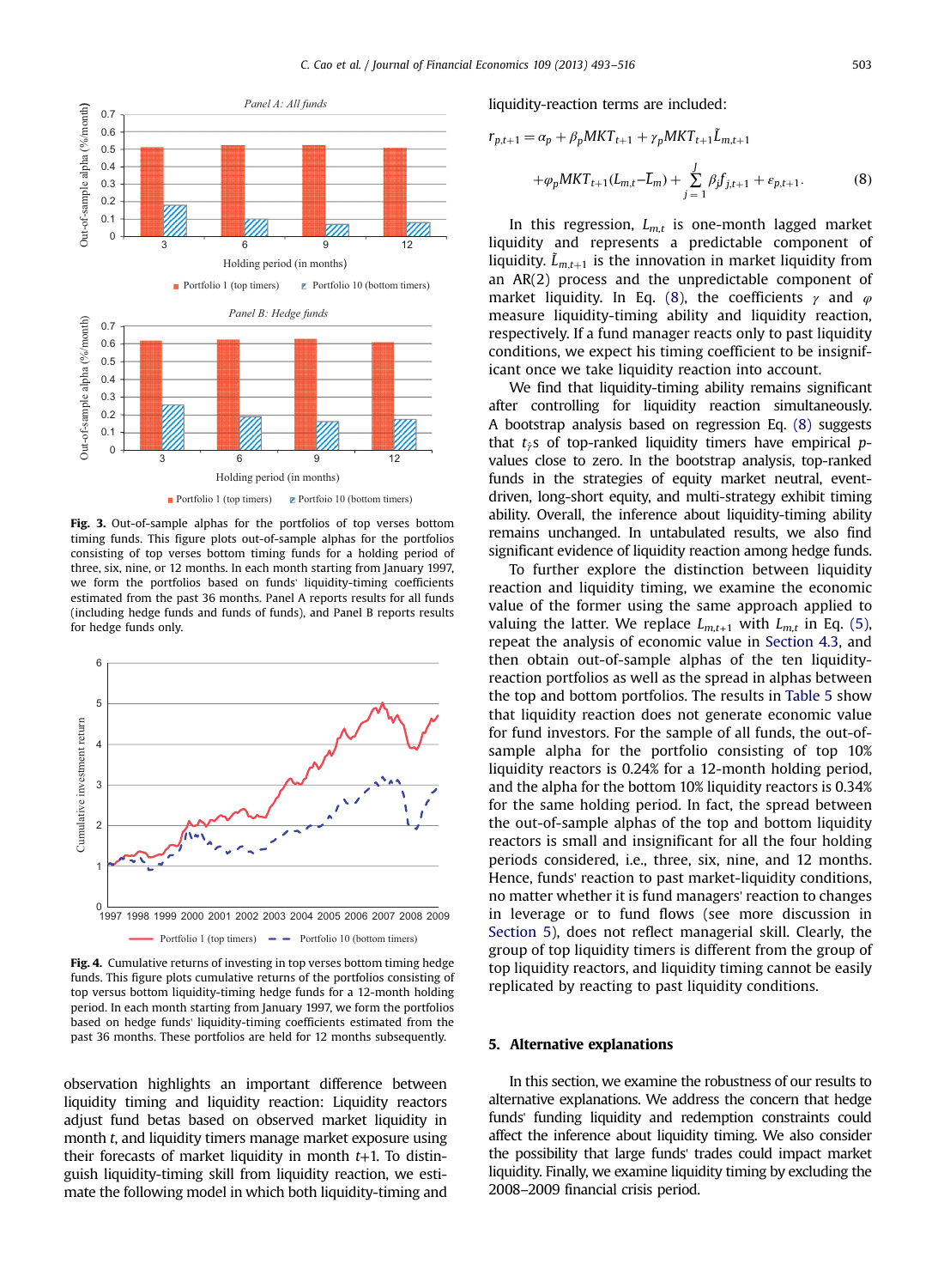**Fig. 3.** Out-of-sample alphas for the portfolios of top verses bottom timing funds. This figure plots out-of-sample alphas for the portfolios consisting of top verses bottom timing funds for a holding period of three, six, nine, or 12 months. In each month starting from January 1997, we form the portfolios based on funds' liquidity-timing coefficients estimated from the past 36 months. Panel A reports results for all funds (including hedge funds and funds of funds), and Panel B reports results for hedge funds only.

**Fig. 4.** Cumulative returns of investing in top verses bottom timing hedge funds. This figure plots cumulative returns of the portfolios consisting of top versus bottom liquidity-timing hedge funds for a 12-month holding period. In each month starting from January 1997, we form the portfolios based on hedge funds' liquidity-timing coefficients estimated from the past 36 months. These portfolios are held for 12 months subsequently.

observation highlights an important difference between liquidity timing and liquidity reaction: Liquidity reactors adjust fund betas based on observed market liquidity in month $t$, and liquidity timers manage market exposure using their forecasts of market liquidity in month $t$+1. To distinguish liquidity-timing skill from liquidity reaction, we estimate the following model in which both liquidity-timing and liquidity-reaction terms are included:

$$r_{p,t+1} = \alpha_p + \beta_p MKT_{t+1} + \gamma_p MKT_{t+1}\tilde{L}_{m,t+1}$$
$$+\varphi_p MKT_{t+1}(L_{m,t} - \overline{L}_m) + \sum_{j=1}^{J} \beta_j f_{j,t+1} + \varepsilon_{p,t+1}. \qquad (8)$$

In this regression, $L_{m,t}$ is one-month lagged market liquidity and represents a predictable component of liquidity. $\tilde{L}_{m,t+1}$ is the innovation in market liquidity from an AR(2) process and the unpredictable component of market liquidity. In Eq. (8), the coefficients $\gamma$ and $\varphi$ measure liquidity-timing ability and liquidity reaction, respectively. If a fund manager reacts only to past liquidity conditions, we expect his timing coefficient to be insignificant once we take liquidity reaction into account.

We find that liquidity-timing ability remains significant after controlling for liquidity reaction simultaneously. A bootstrap analysis based on regression Eq. (8) suggests that $t_{\hat{\gamma}}$s of top-ranked liquidity timers have empirical $p$-values close to zero. In the bootstrap analysis, top-ranked funds in the strategies of equity market neutral, event-driven, long-short equity, and multi-strategy exhibit timing ability. Overall, the inference about liquidity-timing ability remains unchanged. In untabulated results, we also find significant evidence of liquidity reaction among hedge funds.

To further explore the distinction between liquidity reaction and liquidity timing, we examine the economic value of the former using the same approach applied to valuing the latter. We replace $L_{m,t+1}$ with $L_{m,t}$ in Eq. (5), repeat the analysis of economic value in Section 4.3, and then obtain out-of-sample alphas of the ten liquidity-reaction portfolios as well as the spread in alphas between the top and bottom portfolios. The results in Table 5 show that liquidity reaction does not generate economic value for fund investors. For the sample of all funds, the out-of-sample alpha for the portfolio consisting of top 10% liquidity reactors is 0.24% for a 12-month holding period, and the alpha for the bottom 10% liquidity reactors is 0.34% for the same holding period. In fact, the spread between the out-of-sample alphas of the top and bottom liquidity reactors is small and insignificant for all the four holding periods considered, i.e., three, six, nine, and 12 months. Hence, funds' reaction to past market-liquidity conditions, no matter whether it is fund managers' reaction to changes in leverage or to fund flows (see more discussion in Section 5), does not reflect managerial skill. Clearly, the group of top liquidity timers is different from the group of top liquidity reactors, and liquidity timing cannot be easily replicated by reacting to past liquidity conditions.

## 5. Alternative explanations

In this section, we examine the robustness of our results to alternative explanations. We address the concern that hedge funds' funding liquidity and redemption constraints could affect the inference about liquidity timing. We also consider the possibility that large funds' trades could impact market liquidity. Finally, we examine liquidity timing by excluding the 2008–2009 financial crisis period.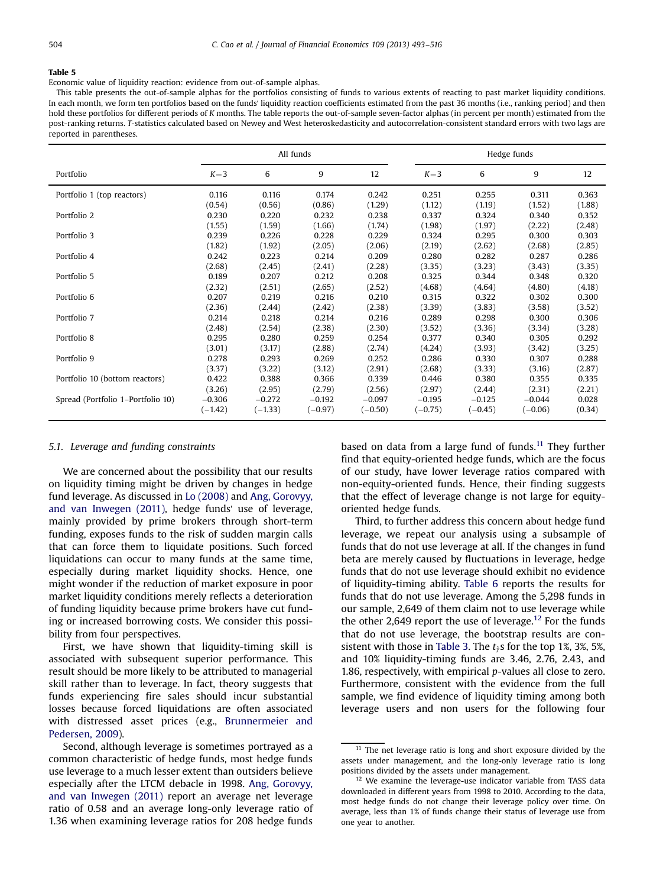**Table 5**

Economic value of liquidity reaction: evidence from out-of-sample alphas.

This table presents the out-of-sample alphas for the portfolios consisting of funds to various extents of reacting to past market liquidity conditions. In each month, we form ten portfolios based on the funds' liquidity reaction coefficients estimated from the past 36 months (i.e., ranking period) and then hold these portfolios for different periods of K months. The table reports the out-of-sample seven-factor alphas (in percent per month) estimated from the post-ranking returns. T-statistics calculated based on Newey and West heteroskedasticity and autocorrelation-consistent standard errors with two lags are reported in parentheses.

| | All funds | | | | Hedge funds | | | |
|---|---|---|---|---|---|---|---|---|
| Portfolio | $K=3$ | 6 | 9 | 12 | $K=3$ | 6 | 9 | 12 |
| Portfolio 1 (top reactors) | 0.116 | 0.116 | 0.174 | 0.242 | 0.251 | 0.255 | 0.311 | 0.363 |
| | (0.54) | (0.56) | (0.86) | (1.29) | (1.12) | (1.19) | (1.52) | (1.88) |
| Portfolio 2 | 0.230 | 0.220 | 0.232 | 0.238 | 0.337 | 0.324 | 0.340 | 0.352 |
| | (1.55) | (1.59) | (1.66) | (1.74) | (1.98) | (1.97) | (2.22) | (2.48) |
| Portfolio 3 | 0.239 | 0.226 | 0.228 | 0.229 | 0.324 | 0.295 | 0.300 | 0.303 |
| | (1.82) | (1.92) | (2.05) | (2.06) | (2.19) | (2.62) | (2.68) | (2.85) |
| Portfolio 4 | 0.242 | 0.223 | 0.214 | 0.209 | 0.280 | 0.282 | 0.287 | 0.286 |
| | (2.68) | (2.45) | (2.41) | (2.28) | (3.35) | (3.23) | (3.43) | (3.35) |
| Portfolio 5 | 0.189 | 0.207 | 0.212 | 0.208 | 0.325 | 0.344 | 0.348 | 0.320 |
| | (2.32) | (2.51) | (2.65) | (2.52) | (4.68) | (4.64) | (4.80) | (4.18) |
| Portfolio 6 | 0.207 | 0.219 | 0.216 | 0.210 | 0.315 | 0.322 | 0.302 | 0.300 |
| | (2.36) | (2.44) | (2.42) | (2.38) | (3.39) | (3.83) | (3.58) | (3.52) |
| Portfolio 7 | 0.214 | 0.218 | 0.214 | 0.216 | 0.289 | 0.298 | 0.300 | 0.306 |
| | (2.48) | (2.54) | (2.38) | (2.30) | (3.52) | (3.36) | (3.34) | (3.28) |
| Portfolio 8 | 0.295 | 0.280 | 0.259 | 0.254 | 0.377 | 0.340 | 0.305 | 0.292 |
| | (3.01) | (3.17) | (2.88) | (2.74) | (4.24) | (3.93) | (3.42) | (3.25) |
| Portfolio 9 | 0.278 | 0.293 | 0.269 | 0.252 | 0.286 | 0.330 | 0.307 | 0.288 |
| | (3.37) | (3.22) | (3.12) | (2.91) | (2.68) | (3.33) | (3.16) | (2.87) |
| Portfolio 10 (bottom reactors) | 0.422 | 0.388 | 0.366 | 0.339 | 0.446 | 0.380 | 0.355 | 0.335 |
| | (3.26) | (2.95) | (2.79) | (2.56) | (2.97) | (2.44) | (2.31) | (2.21) |
| Spread (Portfolio 1–Portfolio 10) | −0.306 | −0.272 | −0.192 | −0.097 | −0.195 | −0.125 | −0.044 | 0.028 |
| | (−1.42) | (−1.33) | (−0.97) | (−0.50) | (−0.75) | (−0.45) | (−0.06) | (0.34) |

### 5.1. Leverage and funding constraints

We are concerned about the possibility that our results on liquidity timing might be driven by changes in hedge fund leverage. As discussed in Lo (2008) and Ang, Gorovyy, and van Inwegen (2011), hedge funds' use of leverage, mainly provided by prime brokers through short-term funding, exposes funds to the risk of sudden margin calls that can force them to liquidate positions. Such forced liquidations can occur to many funds at the same time, especially during market liquidity shocks. Hence, one might wonder if the reduction of market exposure in poor market liquidity conditions merely reflects a deterioration of funding liquidity because prime brokers have cut funding or increased borrowing costs. We consider this possibility from four perspectives.

First, we have shown that liquidity-timing skill is associated with subsequent superior performance. This result should be more likely to be attributed to managerial skill rather than to leverage. In fact, theory suggests that funds experiencing fire sales should incur substantial losses because forced liquidations are often associated with distressed asset prices (e.g., Brunnermeier and Pedersen, 2009).

Second, although leverage is sometimes portrayed as a common characteristic of hedge funds, most hedge funds use leverage to a much lesser extent than outsiders believe especially after the LTCM debacle in 1998. Ang, Gorovyy, and van Inwegen (2011) report an average net leverage ratio of 0.58 and an average long-only leverage ratio of 1.36 when examining leverage ratios for 208 hedge funds based on data from a large fund of funds.[11] They further find that equity-oriented hedge funds, which are the focus of our study, have lower leverage ratios compared with non-equity-oriented funds. Hence, their finding suggests that the effect of leverage change is not large for equity-oriented hedge funds.

Third, to further address this concern about hedge fund leverage, we repeat our analysis using a subsample of funds that do not use leverage at all. If the changes in fund beta are merely caused by fluctuations in leverage, hedge funds that do not use leverage should exhibit no evidence of liquidity-timing ability. Table 6 reports the results for funds that do not use leverage. Among the 5,298 funds in our sample, 2,649 of them claim not to use leverage while the other 2,649 report the use of leverage.[12] For the funds that do not use leverage, the bootstrap results are consistent with those in Table 3. The $t_{\hat{\gamma}}$s for the top 1%, 3%, 5%, and 10% liquidity-timing funds are 3.46, 2.76, 2.43, and 1.86, respectively, with empirical p-values all close to zero. Furthermore, consistent with the evidence from the full sample, we find evidence of liquidity timing among both leverage users and non users for the following four

[11] The net leverage ratio is long and short exposure divided by the assets under management, and the long-only leverage ratio is long positions divided by the assets under management.

[12] We examine the leverage-use indicator variable from TASS data downloaded in different years from 1998 to 2010. According to the data, most hedge funds do not change their leverage policy over time. On average, less than 1% of funds change their status of leverage use from one year to another.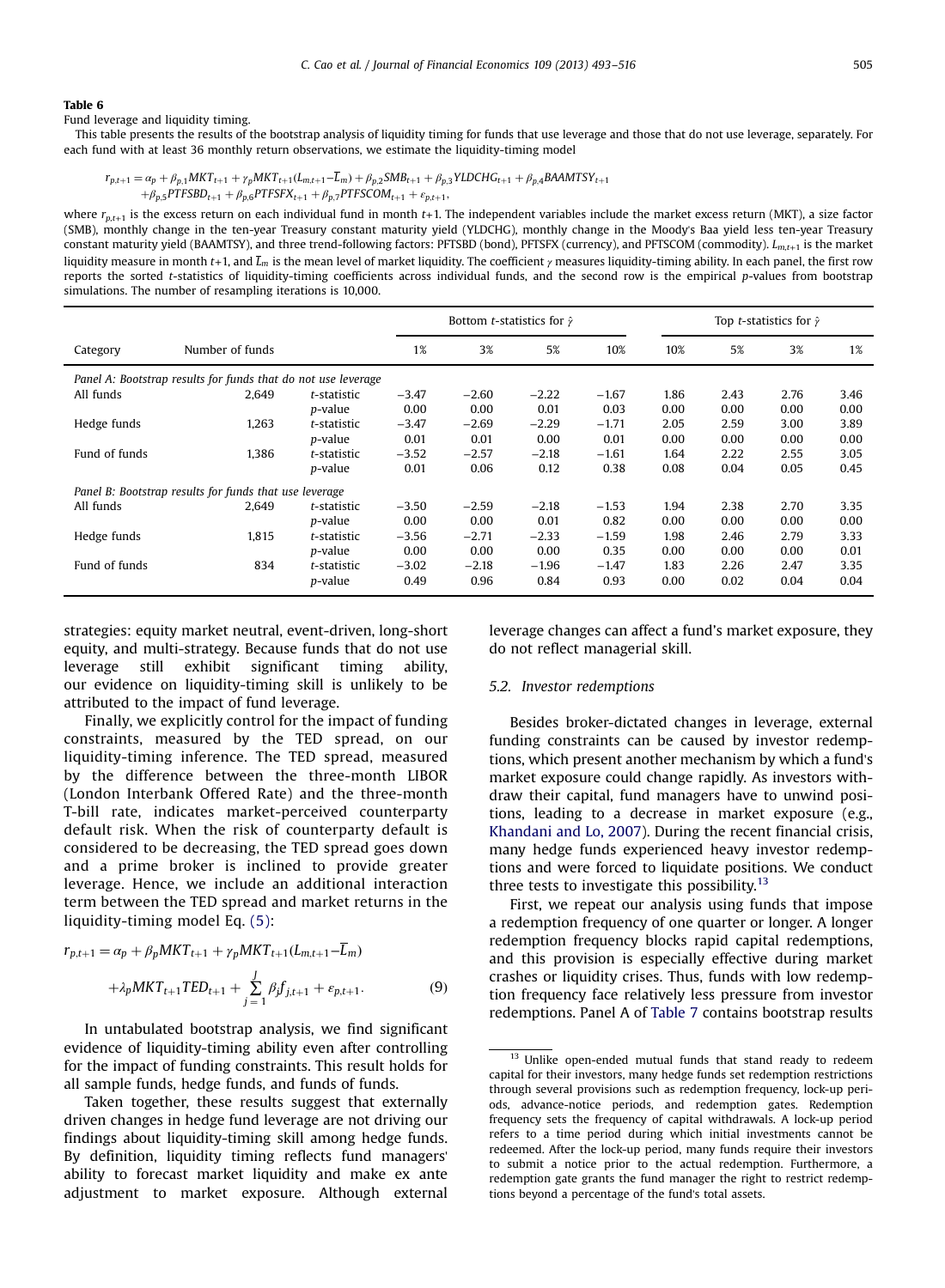**Table 6**

Fund leverage and liquidity timing.

This table presents the results of the bootstrap analysis of liquidity timing for funds that use leverage and those that do not use leverage, separately. For each fund with at least 36 monthly return observations, we estimate the liquidity-timing model

$$r_{p,t+1} = \alpha_p + \beta_{p,1}MKT_{t+1} + \gamma_p MKT_{t+1}(L_{m,t+1} - \overline{L}_m) + \beta_{p,2}SMB_{t+1} + \beta_{p,3}YLDCHG_{t+1} + \beta_{p,4}BAAMTSY_{t+1}$$
$$+ \beta_{p,5}PTFSBD_{t+1} + \beta_{p,6}PTFSFX_{t+1} + \beta_{p,7}PTFSCOM_{t+1} + \varepsilon_{p,t+1},$$

where $r_{p,t+1}$ is the excess return on each individual fund in month $t$+1. The independent variables include the market excess return (MKT), a size factor (SMB), monthly change in the ten-year Treasury constant maturity yield (YLDCHG), monthly change in the Moody's Baa yield less ten-year Treasury constant maturity yield (BAAMTSY), and three trend-following factors: PFTSBD (bond), PFTSFX (currency), and PFTSCOM (commodity). $L_{m,t+1}$ is the market liquidity measure in month $t$+1, and $\overline{L}_m$ is the mean level of market liquidity. The coefficient $\gamma$ measures liquidity-timing ability. In each panel, the first row reports the sorted $t$-statistics of liquidity-timing coefficients across individual funds, and the second row is the empirical $p$-values from bootstrap simulations. The number of resampling iterations is 10,000.

| Category | Number of funds | | Bottom $t$-statistics for $\hat{\gamma}$ | | | | Top $t$-statistics for $\hat{\gamma}$ | | | |
|---|---|---|---|---|---|---|---|---|---|---|
| | | | 1% | 3% | 5% | 10% | 10% | 5% | 3% | 1% |
| *Panel A: Bootstrap results for funds that do not use leverage* | | | | | | | | | | |
| All funds | 2,649 | $t$-statistic | −3.47 | −2.60 | −2.22 | −1.67 | 1.86 | 2.43 | 2.76 | 3.46 |
| | | $p$-value | 0.00 | 0.00 | 0.01 | 0.03 | 0.00 | 0.00 | 0.00 | 0.00 |
| Hedge funds | 1,263 | $t$-statistic | −3.47 | −2.69 | −2.29 | −1.71 | 2.05 | 2.59 | 3.00 | 3.89 |
| | | $p$-value | 0.01 | 0.01 | 0.00 | 0.01 | 0.00 | 0.00 | 0.00 | 0.00 |
| Fund of funds | 1,386 | $t$-statistic | −3.52 | −2.57 | −2.18 | −1.61 | 1.64 | 2.22 | 2.55 | 3.05 |
| | | $p$-value | 0.01 | 0.06 | 0.12 | 0.38 | 0.08 | 0.04 | 0.05 | 0.45 |
| *Panel B: Bootstrap results for funds that use leverage* | | | | | | | | | | |
| All funds | 2,649 | $t$-statistic | −3.50 | −2.59 | −2.18 | −1.53 | 1.94 | 2.38 | 2.70 | 3.35 |
| | | $p$-value | 0.00 | 0.00 | 0.01 | 0.82 | 0.00 | 0.00 | 0.00 | 0.00 |
| Hedge funds | 1,815 | $t$-statistic | −3.56 | −2.71 | −2.33 | −1.59 | 1.98 | 2.46 | 2.79 | 3.33 |
| | | $p$-value | 0.00 | 0.00 | 0.00 | 0.35 | 0.00 | 0.00 | 0.00 | 0.01 |
| Fund of funds | 834 | $t$-statistic | −3.02 | −2.18 | −1.96 | −1.47 | 1.83 | 2.26 | 2.47 | 3.35 |
| | | $p$-value | 0.49 | 0.96 | 0.84 | 0.93 | 0.00 | 0.02 | 0.04 | 0.04 |

strategies: equity market neutral, event-driven, long-short equity, and multi-strategy. Because funds that do not use leverage still exhibit significant timing ability, our evidence on liquidity-timing skill is unlikely to be attributed to the impact of fund leverage.

Finally, we explicitly control for the impact of funding constraints, measured by the TED spread, on our liquidity-timing inference. The TED spread, measured by the difference between the three-month LIBOR (London Interbank Offered Rate) and the three-month T-bill rate, indicates market-perceived counterparty default risk. When the risk of counterparty default is considered to be decreasing, the TED spread goes down and a prime broker is inclined to provide greater leverage. Hence, we include an additional interaction term between the TED spread and market returns in the liquidity-timing model Eq. (5):

$$r_{p,t+1} = \alpha_p + \beta_p MKT_{t+1} + \gamma_p MKT_{t+1}(L_{m,t+1} - \overline{L}_m) + \lambda_p MKT_{t+1}TED_{t+1} + \sum_{j=1}^{J}\beta_j f_{j,t+1} + \varepsilon_{p,t+1}. \tag{9}$$

In untabulated bootstrap analysis, we find significant evidence of liquidity-timing ability even after controlling for the impact of funding constraints. This result holds for all sample funds, hedge funds, and funds of funds.

Taken together, these results suggest that externally driven changes in hedge fund leverage are not driving our findings about liquidity-timing skill among hedge funds. By definition, liquidity timing reflects fund managers' ability to forecast market liquidity and make ex ante adjustment to market exposure. Although external leverage changes can affect a fund's market exposure, they do not reflect managerial skill.

### 5.2. Investor redemptions

Besides broker-dictated changes in leverage, external funding constraints can be caused by investor redemptions, which present another mechanism by which a fund's market exposure could change rapidly. As investors withdraw their capital, fund managers have to unwind positions, leading to a decrease in market exposure (e.g., Khandani and Lo, 2007). During the recent financial crisis, many hedge funds experienced heavy investor redemptions and were forced to liquidate positions. We conduct three tests to investigate this possibility.[13]

First, we repeat our analysis using funds that impose a redemption frequency of one quarter or longer. A longer redemption frequency blocks rapid capital redemptions, and this provision is especially effective during market crashes or liquidity crises. Thus, funds with low redemption frequency face relatively less pressure from investor redemptions. Panel A of Table 7 contains bootstrap results

[13] Unlike open-ended mutual funds that stand ready to redeem capital for their investors, many hedge funds set redemption restrictions through several provisions such as redemption frequency, lock-up periods, advance-notice periods, and redemption gates. Redemption frequency sets the frequency of capital withdrawals. A lock-up period refers to a time period during which initial investments cannot be redeemed. After the lock-up period, many funds require their investors to submit a notice prior to the actual redemption. Furthermore, a redemption gate grants the fund manager the right to restrict redemptions beyond a percentage of the fund's total assets.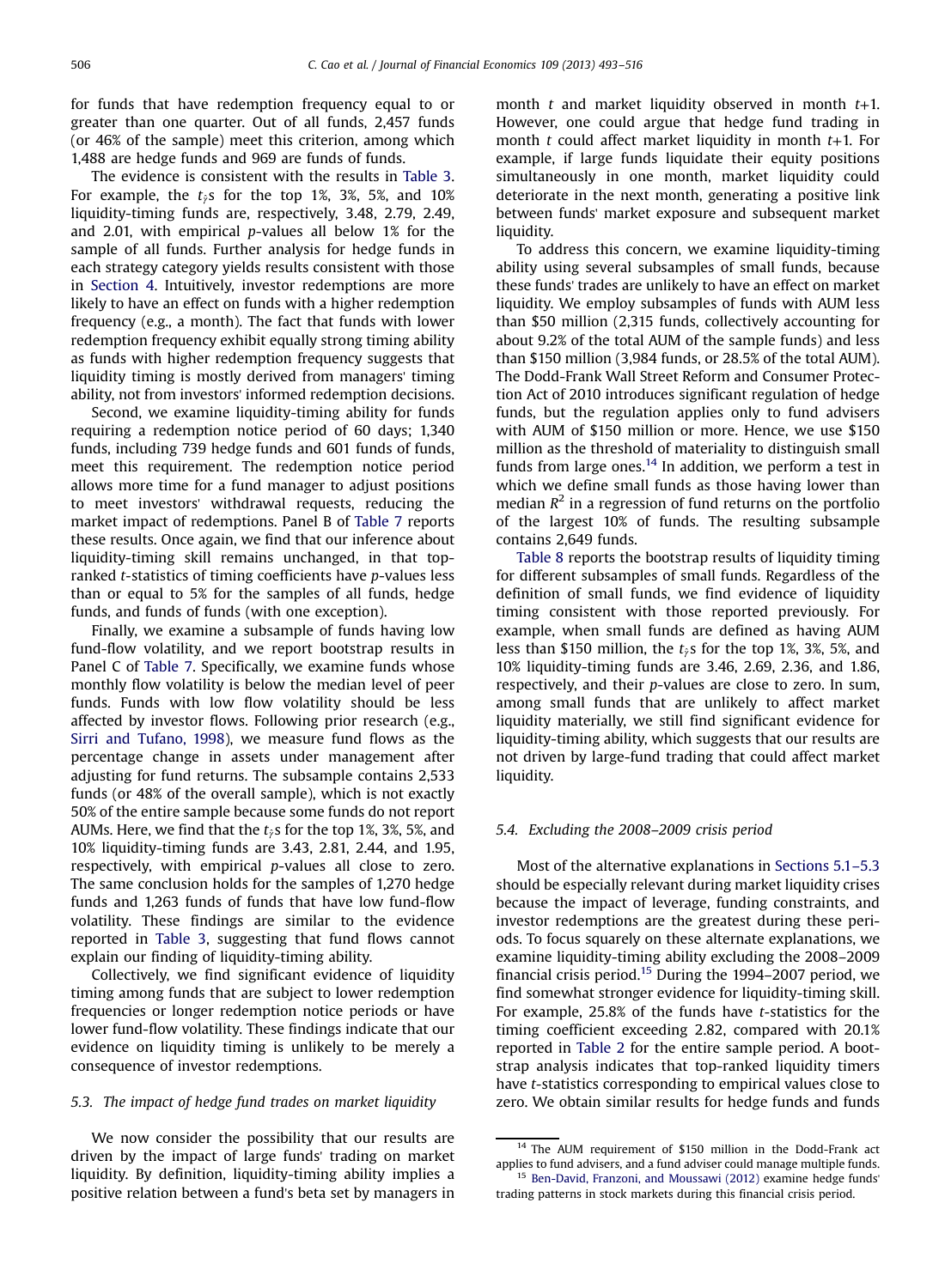for funds that have redemption frequency equal to or greater than one quarter. Out of all funds, 2,457 funds (or 46% of the sample) meet this criterion, among which 1,488 are hedge funds and 969 are funds of funds.

The evidence is consistent with the results in Table 3. For example, the $t_{\hat{\gamma}}$s for the top 1%, 3%, 5%, and 10% liquidity-timing funds are, respectively, 3.48, 2.79, 2.49, and 2.01, with empirical $p$-values all below 1% for the sample of all funds. Further analysis for hedge funds in each strategy category yields results consistent with those in Section 4. Intuitively, investor redemptions are more likely to have an effect on funds with a higher redemption frequency (e.g., a month). The fact that funds with lower redemption frequency exhibit equally strong timing ability as funds with higher redemption frequency suggests that liquidity timing is mostly derived from managers' timing ability, not from investors' informed redemption decisions.

Second, we examine liquidity-timing ability for funds requiring a redemption notice period of 60 days; 1,340 funds, including 739 hedge funds and 601 funds of funds, meet this requirement. The redemption notice period allows more time for a fund manager to adjust positions to meet investors' withdrawal requests, reducing the market impact of redemptions. Panel B of Table 7 reports these results. Once again, we find that our inference about liquidity-timing skill remains unchanged, in that top-ranked $t$-statistics of timing coefficients have $p$-values less than or equal to 5% for the samples of all funds, hedge funds, and funds of funds (with one exception).

Finally, we examine a subsample of funds having low fund-flow volatility, and we report bootstrap results in Panel C of Table 7. Specifically, we examine funds whose monthly flow volatility is below the median level of peer funds. Funds with low flow volatility should be less affected by investor flows. Following prior research (e.g., Sirri and Tufano, 1998), we measure fund flows as the percentage change in assets under management after adjusting for fund returns. The subsample contains 2,533 funds (or 48% of the overall sample), which is not exactly 50% of the entire sample because some funds do not report AUMs. Here, we find that the $t_{\hat{\gamma}}$s for the top 1%, 3%, 5%, and 10% liquidity-timing funds are 3.43, 2.81, 2.44, and 1.95, respectively, with empirical $p$-values all close to zero. The same conclusion holds for the samples of 1,270 hedge funds and 1,263 funds of funds that have low fund-flow volatility. These findings are similar to the evidence reported in Table 3, suggesting that fund flows cannot explain our finding of liquidity-timing ability.

Collectively, we find significant evidence of liquidity timing among funds that are subject to lower redemption frequencies or longer redemption notice periods or have lower fund-flow volatility. These findings indicate that our evidence on liquidity timing is unlikely to be merely a consequence of investor redemptions.

### 5.3. The impact of hedge fund trades on market liquidity

We now consider the possibility that our results are driven by the impact of large funds' trading on market liquidity. By definition, liquidity-timing ability implies a positive relation between a fund's beta set by managers in month $t$ and market liquidity observed in month $t$+1. However, one could argue that hedge fund trading in month $t$ could affect market liquidity in month $t$+1. For example, if large funds liquidate their equity positions simultaneously in one month, market liquidity could deteriorate in the next month, generating a positive link between funds' market exposure and subsequent market liquidity.

To address this concern, we examine liquidity-timing ability using several subsamples of small funds, because these funds' trades are unlikely to have an effect on market liquidity. We employ subsamples of funds with AUM less than \$50 million (2,315 funds, collectively accounting for about 9.2% of the total AUM of the sample funds) and less than \$150 million (3,984 funds, or 28.5% of the total AUM). The Dodd-Frank Wall Street Reform and Consumer Protection Act of 2010 introduces significant regulation of hedge funds, but the regulation applies only to fund advisers with AUM of \$150 million or more. Hence, we use \$150 million as the threshold of materiality to distinguish small funds from large ones.[14] In addition, we perform a test in which we define small funds as those having lower than median $R^2$ in a regression of fund returns on the portfolio of the largest 10% of funds. The resulting subsample contains 2,649 funds.

Table 8 reports the bootstrap results of liquidity timing for different subsamples of small funds. Regardless of the definition of small funds, we find evidence of liquidity timing consistent with those reported previously. For example, when small funds are defined as having AUM less than \$150 million, the $t_{\hat{\gamma}}$s for the top 1%, 3%, 5%, and 10% liquidity-timing funds are 3.46, 2.69, 2.36, and 1.86, respectively, and their $p$-values are close to zero. In sum, among small funds that are unlikely to affect market liquidity materially, we still find significant evidence for liquidity-timing ability, which suggests that our results are not driven by large-fund trading that could affect market liquidity.

### 5.4. Excluding the 2008–2009 crisis period

Most of the alternative explanations in Sections 5.1–5.3 should be especially relevant during market liquidity crises because the impact of leverage, funding constraints, and investor redemptions are the greatest during these periods. To focus squarely on these alternate explanations, we examine liquidity-timing ability excluding the 2008–2009 financial crisis period.[15] During the 1994–2007 period, we find somewhat stronger evidence for liquidity-timing skill. For example, 25.8% of the funds have $t$-statistics for the timing coefficient exceeding 2.82, compared with 20.1% reported in Table 2 for the entire sample period. A bootstrap analysis indicates that top-ranked liquidity timers have $t$-statistics corresponding to empirical values close to zero. We obtain similar results for hedge funds and funds

[14] The AUM requirement of \$150 million in the Dodd-Frank act applies to fund advisers, and a fund adviser could manage multiple funds.

[15] Ben-David, Franzoni, and Moussawi (2012) examine hedge funds' trading patterns in stock markets during this financial crisis period.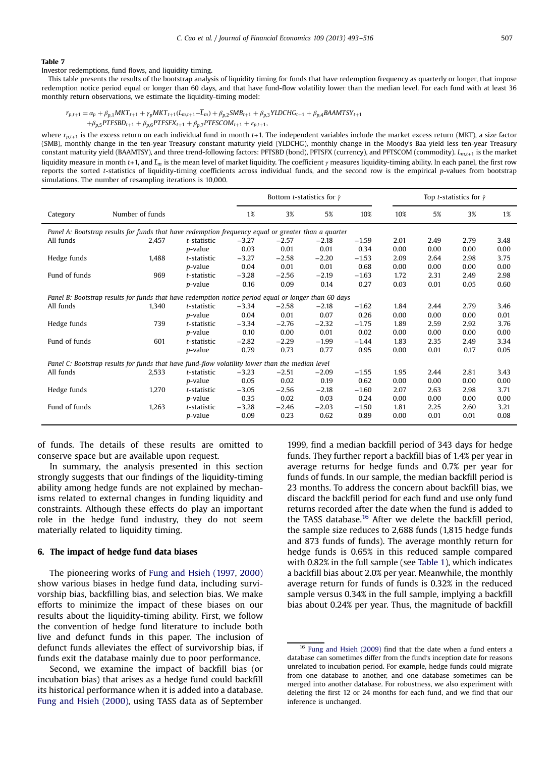**Table 7**

Investor redemptions, fund flows, and liquidity timing.

This table presents the results of the bootstrap analysis of liquidity timing for funds that have redemption frequency as quarterly or longer, that impose redemption notice period equal or longer than 60 days, and that have fund-flow volatility lower than the median level. For each fund with at least 36 monthly return observations, we estimate the liquidity-timing model:

$$r_{p,t+1} = \alpha_p + \beta_{p,1}MKT_{t+1} + \gamma_p MKT_{t+1}(L_{m,t+1} - \overline{L}_m) + \beta_{p,2}SMB_{t+1} + \beta_{p,3}YLDCHG_{t+1} + \beta_{p,4}BAAMTSY_{t+1} + \beta_{p,5}PTFSBD_{t+1} + \beta_{p,6}PTFSFX_{t+1} + \beta_{p,7}PTFSCOM_{t+1} + \epsilon_{p,t+1},$$

where $r_{p,t+1}$ is the excess return on each individual fund in month $t$+1. The independent variables include the market excess return (MKT), a size factor (SMB), monthly change in the ten-year Treasury constant maturity yield (YLDCHG), monthly change in the Moody's Baa yield less ten-year Treasury constant maturity yield (BAAMTSY), and three trend-following factors: PFTSBD (bond), PFTSFX (currency), and PFTSCOM (commodity). $L_{m,t+1}$ is the market liquidity measure in month $t$+1, and $\overline{L}_m$ is the mean level of market liquidity. The coefficient $\gamma$ measures liquidity-timing ability. In each panel, the first row reports the sorted $t$-statistics of liquidity-timing coefficients across individual funds, and the second row is the empirical $p$-values from bootstrap simulations. The number of resampling iterations is 10,000.

| Category | Number of funds | | Bottom $t$-statistics for $\hat{\gamma}$ | | | | Top $t$-statistics for $\hat{\gamma}$ | | | |
|---|---|---|---|---|---|---|---|---|---|---|
| | | | 1% | 3% | 5% | 10% | 10% | 5% | 3% | 1% |
| *Panel A: Bootstrap results for funds that have redemption frequency equal or greater than a quarter* | | | | | | | | | | |
| All funds | 2,457 | $t$-statistic | −3.27 | −2.57 | −2.18 | −1.59 | 2.01 | 2.49 | 2.79 | 3.48 |
| | | $p$-value | 0.03 | 0.01 | 0.01 | 0.34 | 0.00 | 0.00 | 0.00 | 0.00 |
| Hedge funds | 1,488 | $t$-statistic | −3.27 | −2.58 | −2.20 | −1.53 | 2.09 | 2.64 | 2.98 | 3.75 |
| | | $p$-value | 0.04 | 0.01 | 0.01 | 0.68 | 0.00 | 0.00 | 0.00 | 0.00 |
| Fund of funds | 969 | $t$-statistic | −3.28 | −2.56 | −2.19 | −1.63 | 1.72 | 2.31 | 2.49 | 2.98 |
| | | $p$-value | 0.16 | 0.09 | 0.14 | 0.27 | 0.03 | 0.01 | 0.05 | 0.60 |
| *Panel B: Bootstrap results for funds that have redemption notice period equal or longer than 60 days* | | | | | | | | | | |
| All funds | 1,340 | $t$-statistic | −3.34 | −2.58 | −2.18 | −1.62 | 1.84 | 2.44 | 2.79 | 3.46 |
| | | $p$-value | 0.04 | 0.01 | 0.07 | 0.26 | 0.00 | 0.00 | 0.00 | 0.01 |
| Hedge funds | 739 | $t$-statistic | −3.34 | −2.76 | −2.32 | −1.75 | 1.89 | 2.59 | 2.92 | 3.76 |
| | | $p$-value | 0.10 | 0.00 | 0.01 | 0.02 | 0.00 | 0.00 | 0.00 | 0.00 |
| Fund of funds | 601 | $t$-statistic | −2.82 | −2.29 | −1.99 | −1.44 | 1.83 | 2.35 | 2.49 | 3.34 |
| | | $p$-value | 0.79 | 0.73 | 0.77 | 0.95 | 0.00 | 0.01 | 0.17 | 0.05 |
| *Panel C: Bootstrap results for funds that have fund-flow volatility lower than the median level* | | | | | | | | | | |
| All funds | 2,533 | $t$-statistic | −3.23 | −2.51 | −2.09 | −1.55 | 1.95 | 2.44 | 2.81 | 3.43 |
| | | $p$-value | 0.05 | 0.02 | 0.19 | 0.62 | 0.00 | 0.00 | 0.00 | 0.00 |
| Hedge funds | 1,270 | $t$-statistic | −3.05 | −2.56 | −2.18 | −1.60 | 2.07 | 2.63 | 2.98 | 3.71 |
| | | $p$-value | 0.35 | 0.02 | 0.03 | 0.24 | 0.00 | 0.00 | 0.00 | 0.00 |
| Fund of funds | 1,263 | $t$-statistic | −3.28 | −2.46 | −2.03 | −1.50 | 1.81 | 2.25 | 2.60 | 3.21 |
| | | $p$-value | 0.09 | 0.23 | 0.62 | 0.89 | 0.00 | 0.01 | 0.01 | 0.08 |

of funds. The details of these results are omitted to conserve space but are available upon request.

In summary, the analysis presented in this section strongly suggests that our findings of the liquidity-timing ability among hedge funds are not explained by mechanisms related to external changes in funding liquidity and constraints. Although these effects do play an important role in the hedge fund industry, they do not seem materially related to liquidity timing.

## 6. The impact of hedge fund data biases

The pioneering works of Fung and Hsieh (1997, 2000) show various biases in hedge fund data, including survivorship bias, backfilling bias, and selection bias. We make efforts to minimize the impact of these biases on our results about the liquidity-timing ability. First, we follow the convention of hedge fund literature to include both live and defunct funds in this paper. The inclusion of defunct funds alleviates the effect of survivorship bias, if funds exit the database mainly due to poor performance.

Second, we examine the impact of backfill bias (or incubation bias) that arises as a hedge fund could backfill its historical performance when it is added into a database. Fung and Hsieh (2000), using TASS data as of September 1999, find a median backfill period of 343 days for hedge funds. They further report a backfill bias of 1.4% per year in average returns for hedge funds and 0.7% per year for funds of funds. In our sample, the median backfill period is 23 months. To address the concern about backfill bias, we discard the backfill period for each fund and use only fund returns recorded after the date when the fund is added to the TASS database.[16] After we delete the backfill period, the sample size reduces to 2,688 funds (1,815 hedge funds and 873 funds of funds). The average monthly return for hedge funds is 0.65% in this reduced sample compared with 0.82% in the full sample (see Table 1), which indicates a backfill bias about 2.0% per year. Meanwhile, the monthly average return for funds of funds is 0.32% in the reduced sample versus 0.34% in the full sample, implying a backfill bias about 0.24% per year. Thus, the magnitude of backfill

[16] Fung and Hsieh (2009) find that the date when a fund enters a database can sometimes differ from the fund's inception date for reasons unrelated to incubation period. For example, hedge funds could migrate from one database to another, and one database sometimes can be merged into another database. For robustness, we also experiment with deleting the first 12 or 24 months for each fund, and we find that our inference is unchanged.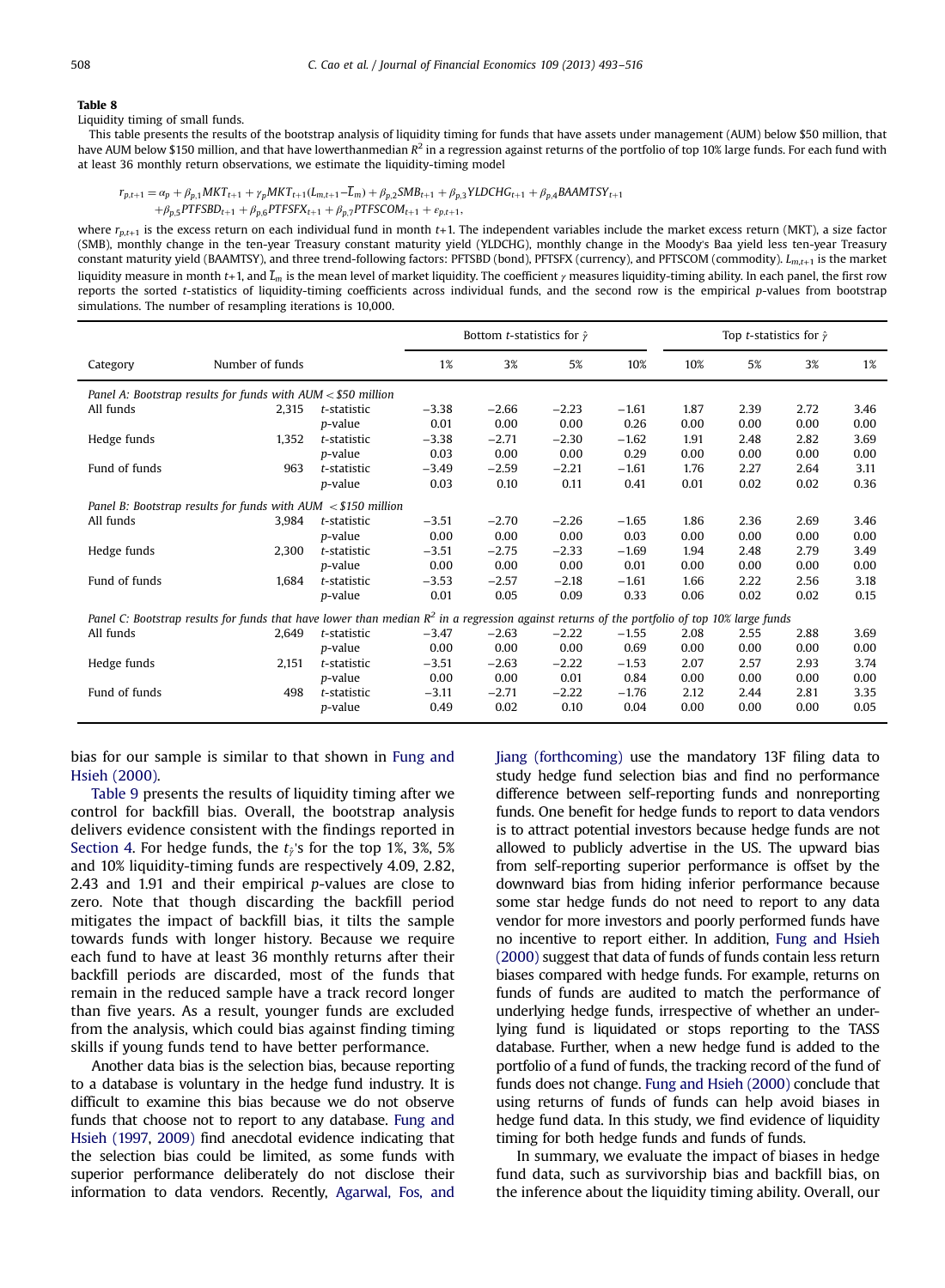**Table 8**

Liquidity timing of small funds.

This table presents the results of the bootstrap analysis of liquidity timing for funds that have assets under management (AUM) below \$50 million, that have AUM below \$150 million, and that have lowerthanmedian $R^2$ in a regression against returns of the portfolio of top 10% large funds. For each fund with at least 36 monthly return observations, we estimate the liquidity-timing model

$$r_{p,t+1} = \alpha_p + \beta_{p,1}MKT_{t+1} + \gamma_p MKT_{t+1}(L_{m,t+1} - \overline{L}_m) + \beta_{p,2}SMB_{t+1} + \beta_{p,3}YLDCHG_{t+1} + \beta_{p,4}BAAMTSY_{t+1} + \beta_{p,5}PTFSBD_{t+1} + \beta_{p,6}PTFSFX_{t+1} + \beta_{p,7}PTFSCOM_{t+1} + \varepsilon_{p,t+1},$$

where $r_{p,t+1}$ is the excess return on each individual fund in month $t$+1. The independent variables include the market excess return (MKT), a size factor (SMB), monthly change in the ten-year Treasury constant maturity yield (YLDCHG), monthly change in the Moody's Baa yield less ten-year Treasury constant maturity yield (BAAMTSY), and three trend-following factors: PFTSBD (bond), PFTSFX (currency), and PFTSCOM (commodity). $L_{m,t+1}$ is the market liquidity measure in month $t$+1, and $\overline{L}_m$ is the mean level of market liquidity. The coefficient $\gamma$ measures liquidity-timing ability. In each panel, the first row reports the sorted $t$-statistics of liquidity-timing coefficients across individual funds, and the second row is the empirical $p$-values from bootstrap simulations. The number of resampling iterations is 10,000.

| Category | Number of funds | | Bottom $t$-statistics for $\hat{\gamma}$ | | | | Top $t$-statistics for $\hat{\gamma}$ | | | |
|---|---|---|---|---|---|---|---|---|---|---|
| | | | 1% | 3% | 5% | 10% | 10% | 5% | 3% | 1% |
| *Panel A: Bootstrap results for funds with AUM < \$50 million* | | | | | | | | | | |
| All funds | 2,315 | $t$-statistic | −3.38 | −2.66 | −2.23 | −1.61 | 1.87 | 2.39 | 2.72 | 3.46 |
| | | $p$-value | 0.01 | 0.00 | 0.00 | 0.26 | 0.00 | 0.00 | 0.00 | 0.00 |
| Hedge funds | 1,352 | $t$-statistic | −3.38 | −2.71 | −2.30 | −1.62 | 1.91 | 2.48 | 2.82 | 3.69 |
| | | $p$-value | 0.03 | 0.00 | 0.00 | 0.29 | 0.00 | 0.00 | 0.00 | 0.00 |
| Fund of funds | 963 | $t$-statistic | −3.49 | −2.59 | −2.21 | −1.61 | 1.76 | 2.27 | 2.64 | 3.11 |
| | | $p$-value | 0.03 | 0.10 | 0.11 | 0.41 | 0.01 | 0.02 | 0.02 | 0.36 |
| *Panel B: Bootstrap results for funds with AUM < \$150 million* | | | | | | | | | | |
| All funds | 3,984 | $t$-statistic | −3.51 | −2.70 | −2.26 | −1.65 | 1.86 | 2.36 | 2.69 | 3.46 |
| | | $p$-value | 0.00 | 0.00 | 0.00 | 0.03 | 0.00 | 0.00 | 0.00 | 0.00 |
| Hedge funds | 2,300 | $t$-statistic | −3.51 | −2.75 | −2.33 | −1.69 | 1.94 | 2.48 | 2.79 | 3.49 |
| | | $p$-value | 0.00 | 0.00 | 0.00 | 0.01 | 0.00 | 0.00 | 0.00 | 0.00 |
| Fund of funds | 1,684 | $t$-statistic | −3.53 | −2.57 | −2.18 | −1.61 | 1.66 | 2.22 | 2.56 | 3.18 |
| | | $p$-value | 0.01 | 0.05 | 0.09 | 0.33 | 0.06 | 0.02 | 0.02 | 0.15 |
| *Panel C: Bootstrap results for funds that have lower than median $R^2$ in a regression against returns of the portfolio of top 10% large funds* | | | | | | | | | | |
| All funds | 2,649 | $t$-statistic | −3.47 | −2.63 | −2.22 | −1.55 | 2.08 | 2.55 | 2.88 | 3.69 |
| | | $p$-value | 0.00 | 0.00 | 0.00 | 0.69 | 0.00 | 0.00 | 0.00 | 0.00 |
| Hedge funds | 2,151 | $t$-statistic | −3.51 | −2.63 | −2.22 | −1.53 | 2.07 | 2.57 | 2.93 | 3.74 |
| | | $p$-value | 0.00 | 0.00 | 0.01 | 0.84 | 0.00 | 0.00 | 0.00 | 0.00 |
| Fund of funds | 498 | $t$-statistic | −3.11 | −2.71 | −2.22 | −1.76 | 2.12 | 2.44 | 2.81 | 3.35 |
| | | $p$-value | 0.49 | 0.02 | 0.10 | 0.04 | 0.00 | 0.00 | 0.00 | 0.05 |

bias for our sample is similar to that shown in Fung and Hsieh (2000).

Table 9 presents the results of liquidity timing after we control for backfill bias. Overall, the bootstrap analysis delivers evidence consistent with the findings reported in Section 4. For hedge funds, the $t_{\hat{\gamma}}$'s for the top 1%, 3%, 5% and 10% liquidity-timing funds are respectively 4.09, 2.82, 2.43 and 1.91 and their empirical $p$-values are close to zero. Note that though discarding the backfill period mitigates the impact of backfill bias, it tilts the sample towards funds with longer history. Because we require each fund to have at least 36 monthly returns after their backfill periods are discarded, most of the funds that remain in the reduced sample have a track record longer than five years. As a result, younger funds are excluded from the analysis, which could bias against finding timing skills if young funds tend to have better performance.

Another data bias is the selection bias, because reporting to a database is voluntary in the hedge fund industry. It is difficult to examine this bias because we do not observe funds that choose not to report to any database. Fung and Hsieh (1997, 2009) find anecdotal evidence indicating that the selection bias could be limited, as some funds with superior performance deliberately do not disclose their information to data vendors. Recently, Agarwal, Fos, and Jiang (forthcoming) use the mandatory 13F filing data to study hedge fund selection bias and find no performance difference between self-reporting funds and nonreporting funds. One benefit for hedge funds to report to data vendors is to attract potential investors because hedge funds are not allowed to publicly advertise in the US. The upward bias from self-reporting superior performance is offset by the downward bias from hiding inferior performance because some star hedge funds do not need to report to any data vendor for more investors and poorly performed funds have no incentive to report either. In addition, Fung and Hsieh (2000) suggest that data of funds of funds contain less return biases compared with hedge funds. For example, returns on funds of funds are audited to match the performance of underlying hedge funds, irrespective of whether an underlying fund is liquidated or stops reporting to the TASS database. Further, when a new hedge fund is added to the portfolio of a fund of funds, the tracking record of the fund of funds does not change. Fung and Hsieh (2000) conclude that using returns of funds of funds can help avoid biases in hedge fund data. In this study, we find evidence of liquidity timing for both hedge funds and funds of funds.

In summary, we evaluate the impact of biases in hedge fund data, such as survivorship bias and backfill bias, on the inference about the liquidity timing ability. Overall, our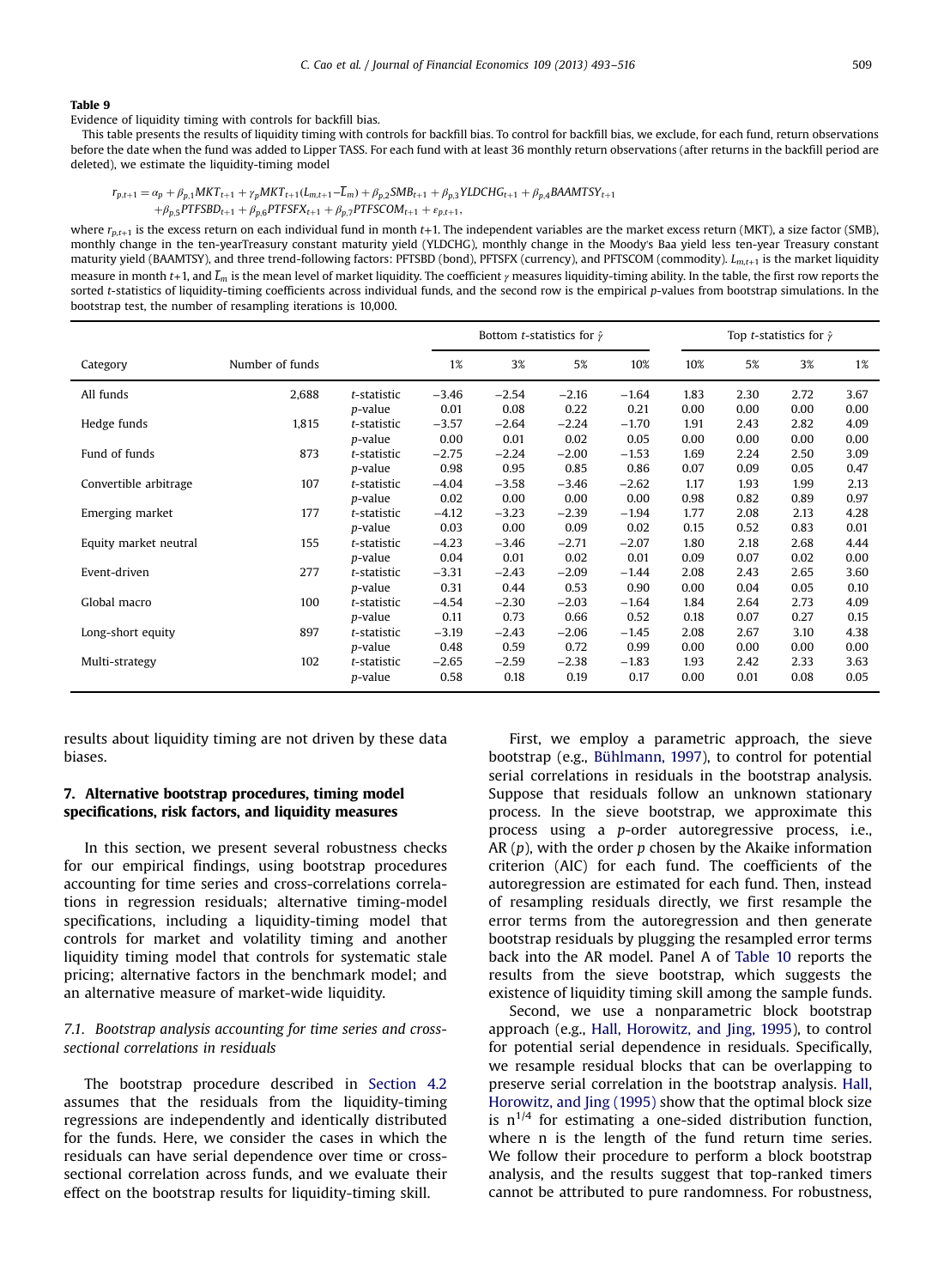**Table 9**

Evidence of liquidity timing with controls for backfill bias.

This table presents the results of liquidity timing with controls for backfill bias. To control for backfill bias, we exclude, for each fund, return observations before the date when the fund was added to Lipper TASS. For each fund with at least 36 monthly return observations (after returns in the backfill period are deleted), we estimate the liquidity-timing model

$$r_{p,t+1} = \alpha_p + \beta_{p,1}MKT_{t+1} + \gamma_p MKT_{t+1}(L_{m,t+1} - \overline{L}_m) + \beta_{p,2}SMB_{t+1} + \beta_{p,3}YLDCHG_{t+1} + \beta_{p,4}BAAMTSY_{t+1} + \beta_{p,5}PTFSBD_{t+1} + \beta_{p,6}PTFSFX_{t+1} + \beta_{p,7}PTFSCOM_{t+1} + \varepsilon_{p,t+1},$$

where $r_{p,t+1}$ is the excess return on each individual fund in month $t$+1. The independent variables are the market excess return (MKT), a size factor (SMB), monthly change in the ten-yearTreasury constant maturity yield (YLDCHG), monthly change in the Moody's Baa yield less ten-year Treasury constant maturity yield (BAAMTSY), and three trend-following factors: PFTSBD (bond), PFTSFX (currency), and PFTSCOM (commodity). $L_{m,t+1}$ is the market liquidity measure in month $t$+1, and $\overline{L}_m$ is the mean level of market liquidity. The coefficient $\gamma$ measures liquidity-timing ability. In the table, the first row reports the sorted $t$-statistics of liquidity-timing coefficients across individual funds, and the second row is the empirical $p$-values from bootstrap simulations. In the bootstrap test, the number of resampling iterations is 10,000.

| | | | Bottom $t$-statistics for $\hat{\gamma}$ | | | | Top $t$-statistics for $\hat{\gamma}$ | | | |
|---|---|---|---|---|---|---|---|---|---|---|
| Category | Number of funds | | 1% | 3% | 5% | 10% | 10% | 5% | 3% | 1% |
| All funds | 2,688 | $t$-statistic | −3.46 | −2.54 | −2.16 | −1.64 | 1.83 | 2.30 | 2.72 | 3.67 |
| | | $p$-value | 0.01 | 0.08 | 0.22 | 0.21 | 0.00 | 0.00 | 0.00 | 0.00 |
| Hedge funds | 1,815 | $t$-statistic | −3.57 | −2.64 | −2.24 | −1.70 | 1.91 | 2.43 | 2.82 | 4.09 |
| | | $p$-value | 0.00 | 0.01 | 0.02 | 0.05 | 0.00 | 0.00 | 0.00 | 0.00 |
| Fund of funds | 873 | $t$-statistic | −2.75 | −2.24 | −2.00 | −1.53 | 1.69 | 2.24 | 2.50 | 3.09 |
| | | $p$-value | 0.98 | 0.95 | 0.85 | 0.86 | 0.07 | 0.09 | 0.05 | 0.47 |
| Convertible arbitrage | 107 | $t$-statistic | −4.04 | −3.58 | −3.46 | −2.62 | 1.17 | 1.93 | 1.99 | 2.13 |
| | | $p$-value | 0.02 | 0.00 | 0.00 | 0.00 | 0.98 | 0.82 | 0.89 | 0.97 |
| Emerging market | 177 | $t$-statistic | −4.12 | −3.23 | −2.39 | −1.94 | 1.77 | 2.08 | 2.13 | 4.28 |
| | | $p$-value | 0.03 | 0.00 | 0.09 | 0.02 | 0.15 | 0.52 | 0.83 | 0.01 |
| Equity market neutral | 155 | $t$-statistic | −4.23 | −3.46 | −2.71 | −2.07 | 1.80 | 2.18 | 2.68 | 4.44 |
| | | $p$-value | 0.04 | 0.01 | 0.02 | 0.01 | 0.09 | 0.07 | 0.02 | 0.00 |
| Event-driven | 277 | $t$-statistic | −3.31 | −2.43 | −2.09 | −1.44 | 2.08 | 2.43 | 2.65 | 3.60 |
| | | $p$-value | 0.31 | 0.44 | 0.53 | 0.90 | 0.00 | 0.04 | 0.05 | 0.10 |
| Global macro | 100 | $t$-statistic | −4.54 | −2.30 | −2.03 | −1.64 | 1.84 | 2.64 | 2.73 | 4.09 |
| | | $p$-value | 0.11 | 0.73 | 0.66 | 0.52 | 0.18 | 0.07 | 0.27 | 0.15 |
| Long-short equity | 897 | $t$-statistic | −3.19 | −2.43 | −2.06 | −1.45 | 2.08 | 2.67 | 3.10 | 4.38 |
| | | $p$-value | 0.48 | 0.59 | 0.72 | 0.99 | 0.00 | 0.00 | 0.00 | 0.00 |
| Multi-strategy | 102 | $t$-statistic | −2.65 | −2.59 | −2.38 | −1.83 | 1.93 | 2.42 | 2.33 | 3.63 |
| | | $p$-value | 0.58 | 0.18 | 0.19 | 0.17 | 0.00 | 0.01 | 0.08 | 0.05 |

results about liquidity timing are not driven by these data biases.

## 7. Alternative bootstrap procedures, timing model specifications, risk factors, and liquidity measures

In this section, we present several robustness checks for our empirical findings, using bootstrap procedures accounting for time series and cross-correlations correlations in regression residuals; alternative timing-model specifications, including a liquidity-timing model that controls for market and volatility timing and another liquidity timing model that controls for systematic stale pricing; alternative factors in the benchmark model; and an alternative measure of market-wide liquidity.

### 7.1. Bootstrap analysis accounting for time series and cross-sectional correlations in residuals

The bootstrap procedure described in Section 4.2 assumes that the residuals from the liquidity-timing regressions are independently and identically distributed for the funds. Here, we consider the cases in which the residuals can have serial dependence over time or cross-sectional correlation across funds, and we evaluate their effect on the bootstrap results for liquidity-timing skill.

First, we employ a parametric approach, the sieve bootstrap (e.g., Bühlmann, 1997), to control for potential serial correlations in residuals in the bootstrap analysis. Suppose that residuals follow an unknown stationary process. In the sieve bootstrap, we approximate this process using a $p$-order autoregressive process, i.e., AR ($p$), with the order $p$ chosen by the Akaike information criterion (AIC) for each fund. The coefficients of the autoregression are estimated for each fund. Then, instead of resampling residuals directly, we first resample the error terms from the autoregression and then generate bootstrap residuals by plugging the resampled error terms back into the AR model. Panel A of Table 10 reports the results from the sieve bootstrap, which suggests the existence of liquidity timing skill among the sample funds.

Second, we use a nonparametric block bootstrap approach (e.g., Hall, Horowitz, and Jing, 1995), to control for potential serial dependence in residuals. Specifically, we resample residual blocks that can be overlapping to preserve serial correlation in the bootstrap analysis. Hall, Horowitz, and Jing (1995) show that the optimal block size is $n^{1/4}$ for estimating a one-sided distribution function, where n is the length of the fund return time series. We follow their procedure to perform a block bootstrap analysis, and the results suggest that top-ranked timers cannot be attributed to pure randomness. For robustness,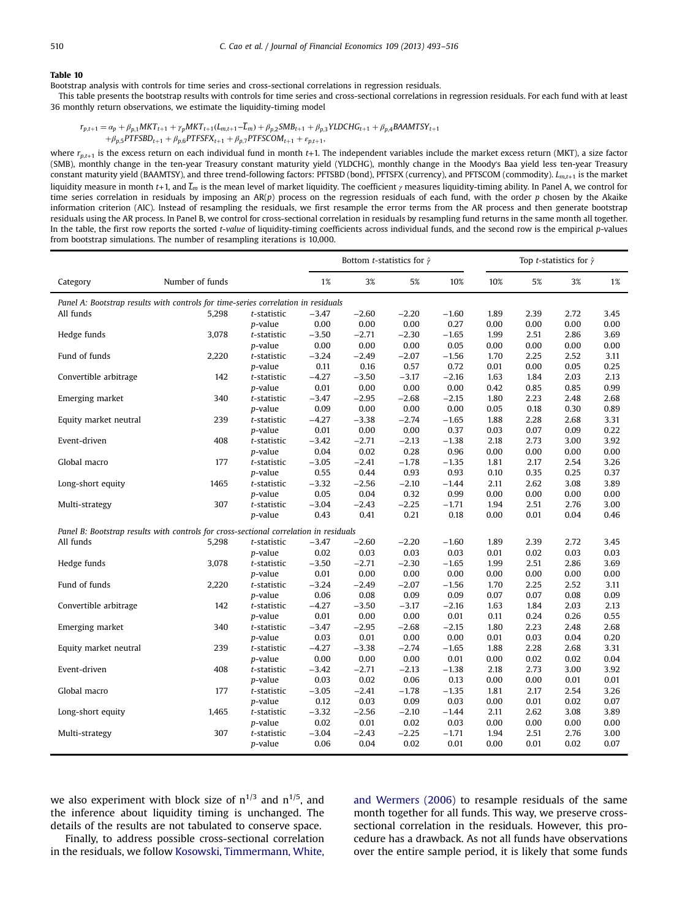**Table 10**

Bootstrap analysis with controls for time series and cross-sectional correlations in regression residuals.

This table presents the bootstrap results with controls for time series and cross-sectional correlations in regression residuals. For each fund with at least 36 monthly return observations, we estimate the liquidity-timing model

$$r_{p,t+1} = \alpha_p + \beta_{p,1}MKT_{t+1} + \gamma_p MKT_{t+1}(L_{m,t+1} - \overline{L}_m) + \beta_{p,2}SMB_{t+1} + \beta_{p,3}YLDCHG_{t+1} + \beta_{p,4}BAAMTSY_{t+1}$$
$$+ \beta_{p,5}PTFSBD_{t+1} + \beta_{p,6}PTFSFX_{t+1} + \beta_{p,7}PTFSCOM_{t+1} + \varepsilon_{p,t+1},$$

where $r_{p,t+1}$ is the excess return on each individual fund in month $t$+1. The independent variables include the market excess return (MKT), a size factor (SMB), monthly change in the ten-year Treasury constant maturity yield (YLDCHG), monthly change in the Moody's Baa yield less ten-year Treasury constant maturity yield (BAAMTSY), and three trend-following factors: PFTSBD (bond), PFTSFX (currency), and PFTSCOM (commodity). $L_{m,t+1}$ is the market liquidity measure in month $t$+1, and $\overline{L}_m$ is the mean level of market liquidity. The coefficient $\gamma$ measures liquidity-timing ability. In Panel A, we control for time series correlation in residuals by imposing an AR($p$) process on the regression residuals of each fund, with the order $p$ chosen by the Akaike information criterion (AIC). Instead of resampling the residuals, we first resample the error terms from the AR process and then generate bootstrap residuals using the AR process. In Panel B, we control for cross-sectional correlation in residuals by resampling fund returns in the same month all together. In the table, the first row reports the sorted *t-value* of liquidity-timing coefficients across individual funds, and the second row is the empirical *p*-values from bootstrap simulations. The number of resampling iterations is 10,000.

| | | | Bottom *t*-statistics for $\hat{\gamma}$ | | | | Top *t*-statistics for $\hat{\gamma}$ | | | |
|---|---|---|---|---|---|---|---|---|---|---|
| Category | Number of funds | | 1% | 3% | 5% | 10% | 10% | 5% | 3% | 1% |
| *Panel A: Bootstrap results with controls for time-series correlation in residuals* | | | | | | | | | | |
| All funds | 5,298 | *t*-statistic | −3.47 | −2.60 | −2.20 | −1.60 | 1.89 | 2.39 | 2.72 | 3.45 |
| | | *p*-value | 0.00 | 0.00 | 0.00 | 0.27 | 0.00 | 0.00 | 0.00 | 0.00 |
| Hedge funds | 3,078 | *t*-statistic | −3.50 | −2.71 | −2.30 | −1.65 | 1.99 | 2.51 | 2.86 | 3.69 |
| | | *p*-value | 0.00 | 0.00 | 0.00 | 0.05 | 0.00 | 0.00 | 0.00 | 0.00 |
| Fund of funds | 2,220 | *t*-statistic | −3.24 | −2.49 | −2.07 | −1.56 | 1.70 | 2.25 | 2.52 | 3.11 |
| | | *p*-value | 0.11 | 0.16 | 0.57 | 0.72 | 0.01 | 0.00 | 0.05 | 0.25 |
| Convertible arbitrage | 142 | *t*-statistic | −4.27 | −3.50 | −3.17 | −2.16 | 1.63 | 1.84 | 2.03 | 2.13 |
| | | *p*-value | 0.01 | 0.00 | 0.00 | 0.00 | 0.42 | 0.85 | 0.85 | 0.99 |
| Emerging market | 340 | *t*-statistic | −3.47 | −2.95 | −2.68 | −2.15 | 1.80 | 2.23 | 2.48 | 2.68 |
| | | *p*-value | 0.09 | 0.00 | 0.00 | 0.00 | 0.05 | 0.18 | 0.30 | 0.89 |
| Equity market neutral | 239 | *t*-statistic | −4.27 | −3.38 | −2.74 | −1.65 | 1.88 | 2.28 | 2.68 | 3.31 |
| | | *p*-value | 0.01 | 0.00 | 0.00 | 0.37 | 0.03 | 0.07 | 0.09 | 0.22 |
| Event-driven | 408 | *t*-statistic | −3.42 | −2.71 | −2.13 | −1.38 | 2.18 | 2.73 | 3.00 | 3.92 |
| | | *p*-value | 0.04 | 0.02 | 0.28 | 0.96 | 0.00 | 0.00 | 0.00 | 0.00 |
| Global macro | 177 | *t*-statistic | −3.05 | −2.41 | −1.78 | −1.35 | 1.81 | 2.17 | 2.54 | 3.26 |
| | | *p*-value | 0.55 | 0.44 | 0.93 | 0.93 | 0.10 | 0.35 | 0.25 | 0.37 |
| Long-short equity | 1465 | *t*-statistic | −3.32 | −2.56 | −2.10 | −1.44 | 2.11 | 2.62 | 3.08 | 3.89 |
| | | *p*-value | 0.05 | 0.04 | 0.32 | 0.99 | 0.00 | 0.00 | 0.00 | 0.00 |
| Multi-strategy | 307 | *t*-statistic | −3.04 | −2.43 | −2.25 | −1.71 | 1.94 | 2.51 | 2.76 | 3.00 |
| | | *p*-value | 0.43 | 0.41 | 0.21 | 0.18 | 0.00 | 0.01 | 0.04 | 0.46 |
| *Panel B: Bootstrap results with controls for cross-sectional correlation in residuals* | | | | | | | | | | |
| All funds | 5,298 | *t*-statistic | −3.47 | −2.60 | −2.20 | −1.60 | 1.89 | 2.39 | 2.72 | 3.45 |
| | | *p*-value | 0.02 | 0.03 | 0.03 | 0.03 | 0.01 | 0.02 | 0.03 | 0.03 |
| Hedge funds | 3,078 | *t*-statistic | −3.50 | −2.71 | −2.30 | −1.65 | 1.99 | 2.51 | 2.86 | 3.69 |
| | | *p*-value | 0.01 | 0.00 | 0.00 | 0.00 | 0.00 | 0.00 | 0.00 | 0.00 |
| Fund of funds | 2,220 | *t*-statistic | −3.24 | −2.49 | −2.07 | −1.56 | 1.70 | 2.25 | 2.52 | 3.11 |
| | | *p*-value | 0.06 | 0.08 | 0.09 | 0.09 | 0.07 | 0.07 | 0.08 | 0.09 |
| Convertible arbitrage | 142 | *t*-statistic | −4.27 | −3.50 | −3.17 | −2.16 | 1.63 | 1.84 | 2.03 | 2.13 |
| | | *p*-value | 0.01 | 0.00 | 0.00 | 0.01 | 0.11 | 0.24 | 0.26 | 0.55 |
| Emerging market | 340 | *t*-statistic | −3.47 | −2.95 | −2.68 | −2.15 | 1.80 | 2.23 | 2.48 | 2.68 |
| | | *p*-value | 0.03 | 0.01 | 0.00 | 0.00 | 0.01 | 0.03 | 0.04 | 0.20 |
| Equity market neutral | 239 | *t*-statistic | −4.27 | −3.38 | −2.74 | −1.65 | 1.88 | 2.28 | 2.68 | 3.31 |
| | | *p*-value | 0.00 | 0.00 | 0.00 | 0.01 | 0.00 | 0.02 | 0.02 | 0.04 |
| Event-driven | 408 | *t*-statistic | −3.42 | −2.71 | −2.13 | −1.38 | 2.18 | 2.73 | 3.00 | 3.92 |
| | | *p*-value | 0.03 | 0.02 | 0.06 | 0.13 | 0.00 | 0.00 | 0.01 | 0.01 |
| Global macro | 177 | *t*-statistic | −3.05 | −2.41 | −1.78 | −1.35 | 1.81 | 2.17 | 2.54 | 3.26 |
| | | *p*-value | 0.12 | 0.03 | 0.09 | 0.03 | 0.00 | 0.01 | 0.02 | 0.07 |
| Long-short equity | 1,465 | *t*-statistic | −3.32 | −2.56 | −2.10 | −1.44 | 2.11 | 2.62 | 3.08 | 3.89 |
| | | *p*-value | 0.02 | 0.01 | 0.02 | 0.03 | 0.00 | 0.00 | 0.00 | 0.00 |
| Multi-strategy | 307 | *t*-statistic | −3.04 | −2.43 | −2.25 | −1.71 | 1.94 | 2.51 | 2.76 | 3.00 |
| | | *p*-value | 0.06 | 0.04 | 0.02 | 0.01 | 0.00 | 0.01 | 0.02 | 0.07 |

we also experiment with block size of $n^{1/3}$ and $n^{1/5}$, and the inference about liquidity timing is unchanged. The details of the results are not tabulated to conserve space.

Finally, to address possible cross-sectional correlation in the residuals, we follow Kosowski, Timmermann, White, and Wermers (2006) to resample residuals of the same month together for all funds. This way, we preserve cross-sectional correlation in the residuals. However, this procedure has a drawback. As not all funds have observations over the entire sample period, it is likely that some funds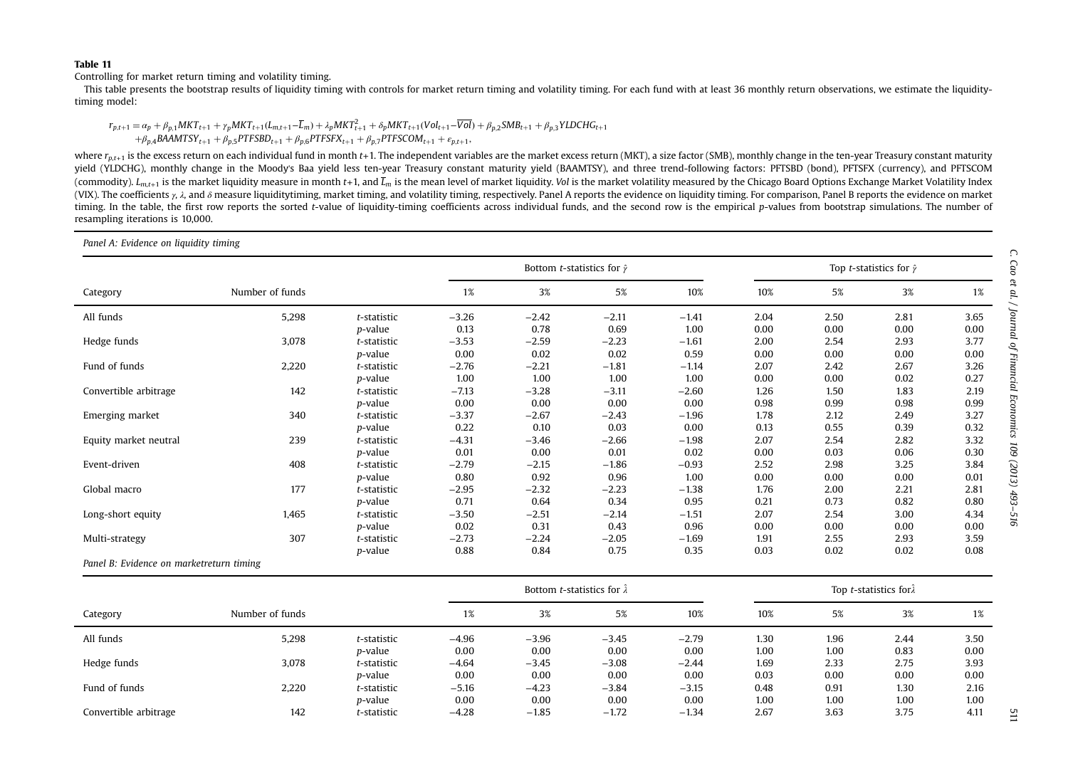**Table 11**

Controlling for market return timing and volatility timing.

This table presents the bootstrap results of liquidity timing with controls for market return timing and volatility timing. For each fund with at least 36 monthly return observations, we estimate the liquidity-timing model:

$$r_{p,t+1} = \alpha_p + \beta_{p,1}MKT_{t+1} + \gamma_p MKT_{t+1}(L_{m,t+1} - \overline{L}_m) + \lambda_p MKT_{t+1}^2 + \delta_p MKT_{t+1}(Vol_{t+1} - \overline{Vol}) + \beta_{p,2}SMB_{t+1} + \beta_{p,3}YLDCHG_{t+1}$$
$$+\beta_{p,4}BAAMTSY_{t+1} + \beta_{p,5}PTFSBD_{t+1} + \beta_{p,6}PTFSFX_{t+1} + \beta_{p,7}PTFSCOM_{t+1} + \varepsilon_{p,t+1},$$

where $r_{p,t+1}$ is the excess return on each individual fund in month $t$+1. The independent variables are the market excess return (MKT), a size factor (SMB), monthly change in the ten-year Treasury constant maturity yield (YLDCHG), monthly change in the Moody's Baa yield less ten-year Treasury constant maturity yield (BAAMTSY), and three trend-following factors: PFTSBD (bond), PFTSFX (currency), and PFTSCOM (commodity). $L_{m,t+1}$ is the market liquidity measure in month $t$+1, and $\overline{L}_m$ is the mean level of market liquidity. *Vol* is the market volatility measured by the Chicago Board Options Exchange Market Volatility Index (VIX). The coefficients $\gamma$, $\lambda$, and $\delta$ measure liquiditytiming, market timing, and volatility timing, respectively. Panel A reports the evidence on liquidity timing. For comparison, Panel B reports the evidence on market timing. In the table, the first row reports the sorted $t$-value of liquidity-timing coefficients across individual funds, and the second row is the empirical $p$-values from bootstrap simulations. The number of resampling iterations is 10,000.

*Panel A: Evidence on liquidity timing*

| Category | Number of funds | | Bottom $t$-statistics for $\hat{\gamma}$ 1% | 3% | 5% | 10% | Top $t$-statistics for $\hat{\gamma}$ 10% | 5% | 3% | 1% |
|---|---|---|---|---|---|---|---|---|---|---|
| All funds | 5,298 | $t$-statistic | −3.26 | −2.42 | −2.11 | −1.41 | 2.04 | 2.50 | 2.81 | 3.65 |
| | | $p$-value | 0.13 | 0.78 | 0.69 | 1.00 | 0.00 | 0.00 | 0.00 | 0.00 |
| Hedge funds | 3,078 | $t$-statistic | −3.53 | −2.59 | −2.23 | −1.61 | 2.00 | 2.54 | 2.93 | 3.77 |
| | | $p$-value | 0.00 | 0.02 | 0.02 | 0.59 | 0.00 | 0.00 | 0.00 | 0.00 |
| Fund of funds | 2,220 | $t$-statistic | −2.76 | −2.21 | −1.81 | −1.14 | 2.07 | 2.42 | 2.67 | 3.26 |
| | | $p$-value | 1.00 | 1.00 | 1.00 | 1.00 | 0.00 | 0.00 | 0.02 | 0.27 |
| Convertible arbitrage | 142 | $t$-statistic | −7.13 | −3.28 | −3.11 | −2.60 | 1.26 | 1.50 | 1.83 | 2.19 |
| | | $p$-value | 0.00 | 0.00 | 0.00 | 0.00 | 0.98 | 0.99 | 0.98 | 0.99 |
| Emerging market | 340 | $t$-statistic | −3.37 | −2.67 | −2.43 | −1.96 | 1.78 | 2.12 | 2.49 | 3.27 |
| | | $p$-value | 0.22 | 0.10 | 0.03 | 0.00 | 0.13 | 0.55 | 0.39 | 0.32 |
| Equity market neutral | 239 | $t$-statistic | −4.31 | −3.46 | −2.66 | −1.98 | 2.07 | 2.54 | 2.82 | 3.32 |
| | | $p$-value | 0.01 | 0.00 | 0.01 | 0.02 | 0.00 | 0.03 | 0.06 | 0.30 |
| Event-driven | 408 | $t$-statistic | −2.79 | −2.15 | −1.86 | −0.93 | 2.52 | 2.98 | 3.25 | 3.84 |
| | | $p$-value | 0.80 | 0.92 | 0.96 | 1.00 | 0.00 | 0.00 | 0.00 | 0.01 |
| Global macro | 177 | $t$-statistic | −2.95 | −2.32 | −2.23 | −1.38 | 1.76 | 2.00 | 2.21 | 2.81 |
| | | $p$-value | 0.71 | 0.64 | 0.34 | 0.95 | 0.21 | 0.73 | 0.82 | 0.80 |
| Long-short equity | 1,465 | $t$-statistic | −3.50 | −2.51 | −2.14 | −1.51 | 2.07 | 2.54 | 3.00 | 4.34 |
| | | $p$-value | 0.02 | 0.31 | 0.43 | 0.96 | 0.00 | 0.00 | 0.00 | 0.00 |
| Multi-strategy | 307 | $t$-statistic | −2.73 | −2.24 | −2.05 | −1.69 | 1.91 | 2.55 | 2.93 | 3.59 |
| | | $p$-value | 0.88 | 0.84 | 0.75 | 0.35 | 0.03 | 0.02 | 0.02 | 0.08 |

*Panel B: Evidence on marketreturn timing*

| Category | Number of funds | | Bottom $t$-statistics for $\hat{\lambda}$ 1% | 3% | 5% | 10% | Top $t$-statistics for $\hat{\lambda}$ 10% | 5% | 3% | 1% |
|---|---|---|---|---|---|---|---|---|---|---|
| All funds | 5,298 | $t$-statistic | −4.96 | −3.96 | −3.45 | −2.79 | 1.30 | 1.96 | 2.44 | 3.50 |
| | | $p$-value | 0.00 | 0.00 | 0.00 | 0.00 | 1.00 | 1.00 | 0.83 | 0.00 |
| Hedge funds | 3,078 | $t$-statistic | −4.64 | −3.45 | −3.08 | −2.44 | 1.69 | 2.33 | 2.75 | 3.93 |
| | | $p$-value | 0.00 | 0.00 | 0.00 | 0.00 | 0.03 | 0.00 | 0.00 | 0.00 |
| Fund of funds | 2,220 | $t$-statistic | −5.16 | −4.23 | −3.84 | −3.15 | 0.48 | 0.91 | 1.30 | 2.16 |
| | | $p$-value | 0.00 | 0.00 | 0.00 | 0.00 | 1.00 | 1.00 | 1.00 | 1.00 |
| Convertible arbitrage | 142 | $t$-statistic | −4.28 | −1.85 | −1.72 | −1.34 | 2.67 | 3.63 | 3.75 | 4.11 |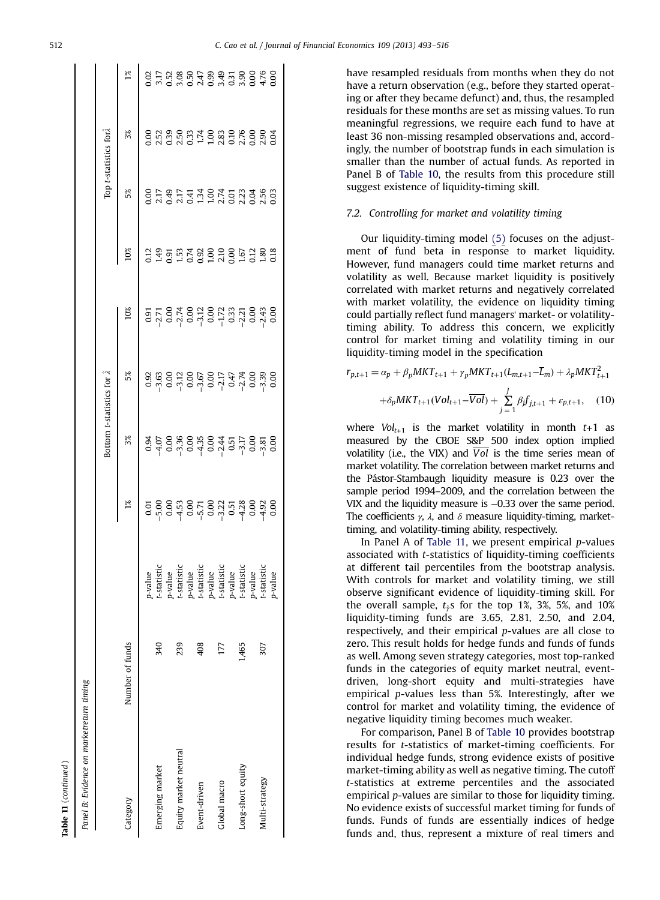**Table 11** (*continued*)

*Panel B: Evidence on marketreturn timing*

| Category | Number of funds | | Bottom $t$-statistics for $\hat{\lambda}$ | | | | Top $t$-statistics for $\hat{\lambda}$ | | | |
|---|---|---|---|---|---|---|---|---|---|---|
| | | | 1% | 3% | 5% | 10% | 10% | 5% | 3% | 1% |
| | | $p$-value | 0.01 | 0.94 | 0.92 | 0.91 | 0.12 | 0.00 | 0.00 | 0.02 |
| Emerging market | 340 | $t$-statistic | −5.00 | −4.07 | −3.63 | −2.71 | 1.49 | 2.17 | 2.52 | 3.17 |
| | | $p$-value | 0.00 | 0.00 | 0.00 | 0.00 | 0.91 | 0.49 | 0.39 | 0.52 |
| Equity market neutral | 239 | $t$-statistic | −4.53 | −3.36 | −3.12 | −2.74 | 1.53 | 2.17 | 2.50 | 3.08 |
| | | $p$-value | 0.00 | 0.00 | 0.00 | 0.00 | 0.74 | 0.41 | 0.33 | 0.50 |
| Event-driven | 408 | $t$-statistic | −5.71 | −4.35 | −3.67 | −3.12 | 0.92 | 1.34 | 1.74 | 2.47 |
| | | $p$-value | 0.00 | 0.00 | 0.00 | 0.00 | 1.00 | 1.00 | 1.00 | 0.99 |
| Global macro | 177 | $t$-statistic | −3.22 | −2.44 | −2.17 | −1.72 | 2.10 | 2.74 | 2.83 | 3.49 |
| | | $p$-value | 0.51 | 0.51 | 0.47 | 0.33 | 0.00 | 0.01 | 0.10 | 0.31 |
| Long-short equity | 1,465 | $t$-statistic | −4.28 | −3.17 | −2.74 | −2.21 | 1.67 | 2.23 | 2.76 | 3.90 |
| | | $p$-value | 0.00 | 0.00 | 0.00 | 0.00 | 0.12 | 0.04 | 0.00 | 0.00 |
| Multi-strategy | 307 | $t$-statistic | −4.92 | −3.81 | −3.39 | −2.43 | 1.80 | 2.56 | 2.90 | 4.76 |
| | | $p$-value | 0.00 | 0.00 | 0.00 | 0.00 | 0.18 | 0.03 | 0.04 | 0.00 |

have resampled residuals from months when they do not have a return observation (e.g., before they started operating or after they became defunct) and, thus, the resampled residuals for these months are set as missing values. To run meaningful regressions, we require each fund to have at least 36 non-missing resampled observations and, accordingly, the number of bootstrap funds in each simulation is smaller than the number of actual funds. As reported in Panel B of Table 10, the results from this procedure still suggest existence of liquidity-timing skill.

### 7.2. Controlling for market and volatility timing

Our liquidity-timing model (5) focuses on the adjustment of fund beta in response to market liquidity. However, fund managers could time market returns and volatility as well. Because market liquidity is positively correlated with market returns and negatively correlated with market volatility, the evidence on liquidity timing could partially reflect fund managers' market- or volatility-timing ability. To address this concern, we explicitly control for market timing and volatility timing in our liquidity-timing model in the specification

$$r_{p,t+1} = \alpha_p + \beta_p MKT_{t+1} + \gamma_p MKT_{t+1}(L_{m,t+1} - \overline{L}_m) + \lambda_p MKT_{t+1}^2 + \delta_p MKT_{t+1}(Vol_{t+1} - \overline{Vol}) + \sum_{j=1}^{J} \beta_j f_{j,t+1} + \varepsilon_{p,t+1}, \quad (10)$$

where $Vol_{t+1}$ is the market volatility in month $t$+1 as measured by the CBOE S&P 500 index option implied volatility (i.e., the VIX) and $\overline{Vol}$ is the time series mean of market volatility. The correlation between market returns and the Pástor-Stambaugh liquidity measure is 0.23 over the sample period 1994–2009, and the correlation between the VIX and the liquidity measure is −0.33 over the same period. The coefficients $\gamma$, $\lambda$, and $\delta$ measure liquidity-timing, market-timing, and volatility-timing ability, respectively.

In Panel A of Table 11, we present empirical $p$-values associated with $t$-statistics of liquidity-timing coefficients at different tail percentiles from the bootstrap analysis. With controls for market and volatility timing, we still observe significant evidence of liquidity-timing skill. For the overall sample, $t_{\hat{\gamma}}$s for the top 1%, 3%, 5%, and 10% liquidity-timing funds are 3.65, 2.81, 2.50, and 2.04, respectively, and their empirical $p$-values are all close to zero. This result holds for hedge funds and funds of funds as well. Among seven strategy categories, most top-ranked funds in the categories of equity market neutral, event-driven, long-short equity and multi-strategies have empirical $p$-values less than 5%. Interestingly, after we control for market and volatility timing, the evidence of negative liquidity timing becomes much weaker.

For comparison, Panel B of Table 10 provides bootstrap results for $t$-statistics of market-timing coefficients. For individual hedge funds, strong evidence exists of positive market-timing ability as well as negative timing. The cutoff $t$-statistics at extreme percentiles and the associated empirical $p$-values are similar to those for liquidity timing. No evidence exists of successful market timing for funds of funds. Funds of funds are essentially indices of hedge funds and, thus, represent a mixture of real timers and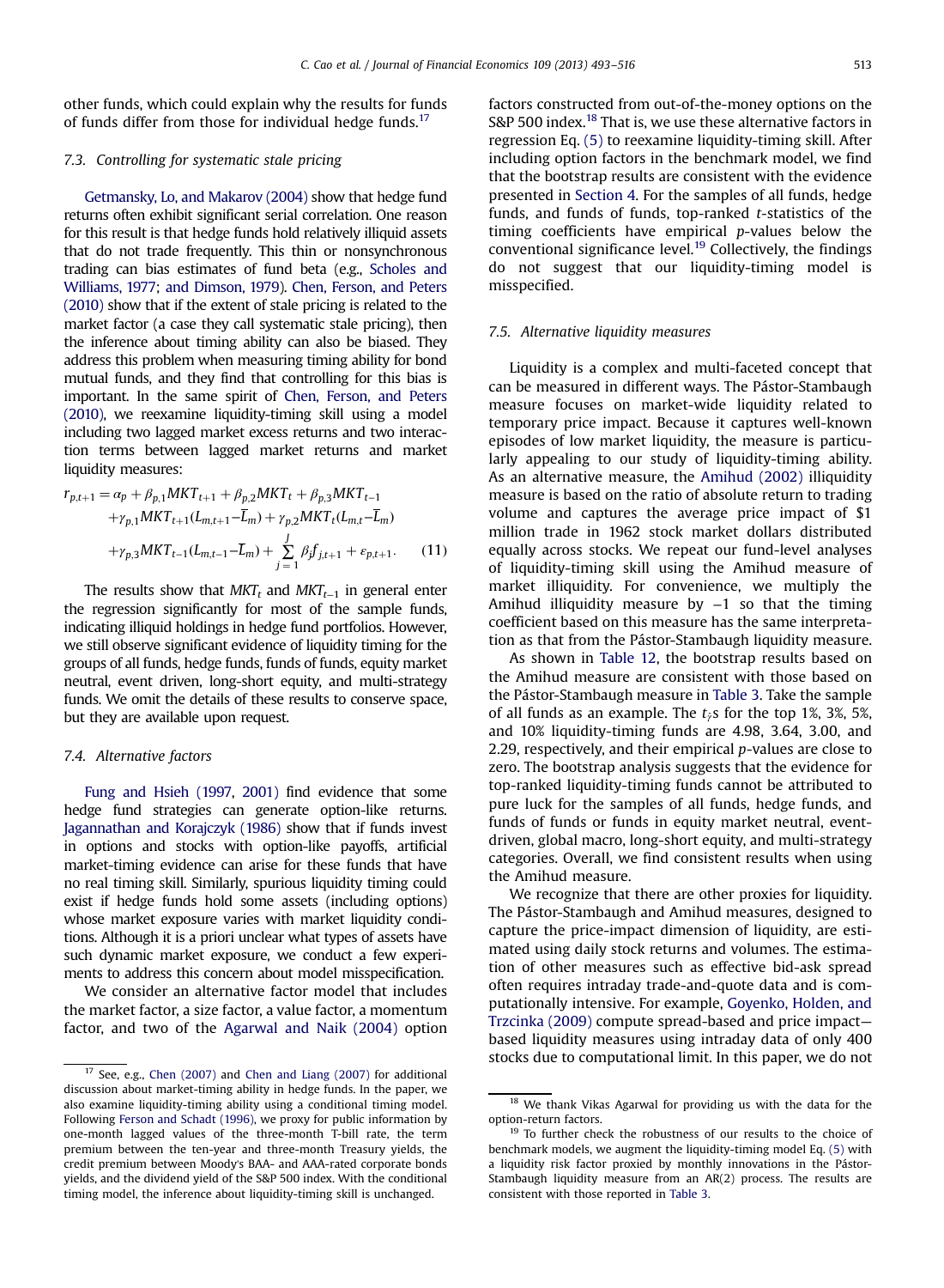other funds, which could explain why the results for funds of funds differ from those for individual hedge funds.[17]

### 7.3. Controlling for systematic stale pricing

Getmansky, Lo, and Makarov (2004) show that hedge fund returns often exhibit significant serial correlation. One reason for this result is that hedge funds hold relatively illiquid assets that do not trade frequently. This thin or nonsynchronous trading can bias estimates of fund beta (e.g., Scholes and Williams, 1977; and Dimson, 1979). Chen, Ferson, and Peters (2010) show that if the extent of stale pricing is related to the market factor (a case they call systematic stale pricing), then the inference about timing ability can also be biased. They address this problem when measuring timing ability for bond mutual funds, and they find that controlling for this bias is important. In the same spirit of Chen, Ferson, and Peters (2010), we reexamine liquidity-timing skill using a model including two lagged market excess returns and two interaction terms between lagged market returns and market liquidity measures:

$$
\begin{aligned}
r_{p,t+1} = {} & \alpha_p + \beta_{p,1} MKT_{t+1} + \beta_{p,2} MKT_t + \beta_{p,3} MKT_{t-1} \\
& + \gamma_{p,1} MKT_{t+1}(L_{m,t+1} - \overline{L}_m) + \gamma_{p,2} MKT_t(L_{m,t} - \overline{L}_m) \\
& + \gamma_{p,3} MKT_{t-1}(L_{m,t-1} - \overline{L}_m) + \sum_{j=1}^{J} \beta_j f_{j,t+1} + \varepsilon_{p,t+1}. \qquad (11)
\end{aligned}
$$

The results show that $MKT_t$ and $MKT_{t-1}$ in general enter the regression significantly for most of the sample funds, indicating illiquid holdings in hedge fund portfolios. However, we still observe significant evidence of liquidity timing for the groups of all funds, hedge funds, funds of funds, equity market neutral, event driven, long-short equity, and multi-strategy funds. We omit the details of these results to conserve space, but they are available upon request.

### 7.4. Alternative factors

Fung and Hsieh (1997, 2001) find evidence that some hedge fund strategies can generate option-like returns. Jagannathan and Korajczyk (1986) show that if funds invest in options and stocks with option-like payoffs, artificial market-timing evidence can arise for these funds that have no real timing skill. Similarly, spurious liquidity timing could exist if hedge funds hold some assets (including options) whose market exposure varies with market liquidity conditions. Although it is a priori unclear what types of assets have such dynamic market exposure, we conduct a few experiments to address this concern about model misspecification.

We consider an alternative factor model that includes the market factor, a size factor, a value factor, a momentum factor, and two of the Agarwal and Naik (2004) option factors constructed from out-of-the-money options on the S&P 500 index.[18] That is, we use these alternative factors in regression Eq. (5) to reexamine liquidity-timing skill. After including option factors in the benchmark model, we find that the bootstrap results are consistent with the evidence presented in Section 4. For the samples of all funds, hedge funds, and funds of funds, top-ranked $t$-statistics of the timing coefficients have empirical $p$-values below the conventional significance level.[19] Collectively, the findings do not suggest that our liquidity-timing model is misspecified.

### 7.5. Alternative liquidity measures

Liquidity is a complex and multi-faceted concept that can be measured in different ways. The Pástor-Stambaugh measure focuses on market-wide liquidity related to temporary price impact. Because it captures well-known episodes of low market liquidity, the measure is particularly appealing to our study of liquidity-timing ability. As an alternative measure, the Amihud (2002) illiquidity measure is based on the ratio of absolute return to trading volume and captures the average price impact of \$1 million trade in 1962 stock market dollars distributed equally across stocks. We repeat our fund-level analyses of liquidity-timing skill using the Amihud measure of market illiquidity. For convenience, we multiply the Amihud illiquidity measure by −1 so that the timing coefficient based on this measure has the same interpretation as that from the Pástor-Stambaugh liquidity measure.

As shown in Table 12, the bootstrap results based on the Amihud measure are consistent with those based on the Pástor-Stambaugh measure in Table 3. Take the sample of all funds as an example. The $t_{\hat{\gamma}}$s for the top 1%, 3%, 5%, and 10% liquidity-timing funds are 4.98, 3.64, 3.00, and 2.29, respectively, and their empirical $p$-values are close to zero. The bootstrap analysis suggests that the evidence for top-ranked liquidity-timing funds cannot be attributed to pure luck for the samples of all funds, hedge funds, and funds of funds or funds in equity market neutral, event-driven, global macro, long-short equity, and multi-strategy categories. Overall, we find consistent results when using the Amihud measure.

We recognize that there are other proxies for liquidity. The Pástor-Stambaugh and Amihud measures, designed to capture the price-impact dimension of liquidity, are estimated using daily stock returns and volumes. The estimation of other measures such as effective bid-ask spread often requires intraday trade-and-quote data and is computationally intensive. For example, Goyenko, Holden, and Trzcinka (2009) compute spread-based and price impact—based liquidity measures using intraday data of only 400 stocks due to computational limit. In this paper, we do not

---

[17] See, e.g., Chen (2007) and Chen and Liang (2007) for additional discussion about market-timing ability in hedge funds. In the paper, we also examine liquidity-timing ability using a conditional timing model. Following Ferson and Schadt (1996), we proxy for public information by one-month lagged values of the three-month T-bill rate, the term premium between the ten-year and three-month Treasury yields, the credit premium between Moody's BAA- and AAA-rated corporate bonds yields, and the dividend yield of the S&P 500 index. With the conditional timing model, the inference about liquidity-timing skill is unchanged.

[18] We thank Vikas Agarwal for providing us with the data for the option-return factors.

[19] To further check the robustness of our results to the choice of benchmark models, we augment the liquidity-timing model Eq. (5) with a liquidity risk factor proxied by monthly innovations in the Pástor-Stambaugh liquidity measure from an AR(2) process. The results are consistent with those reported in Table 3.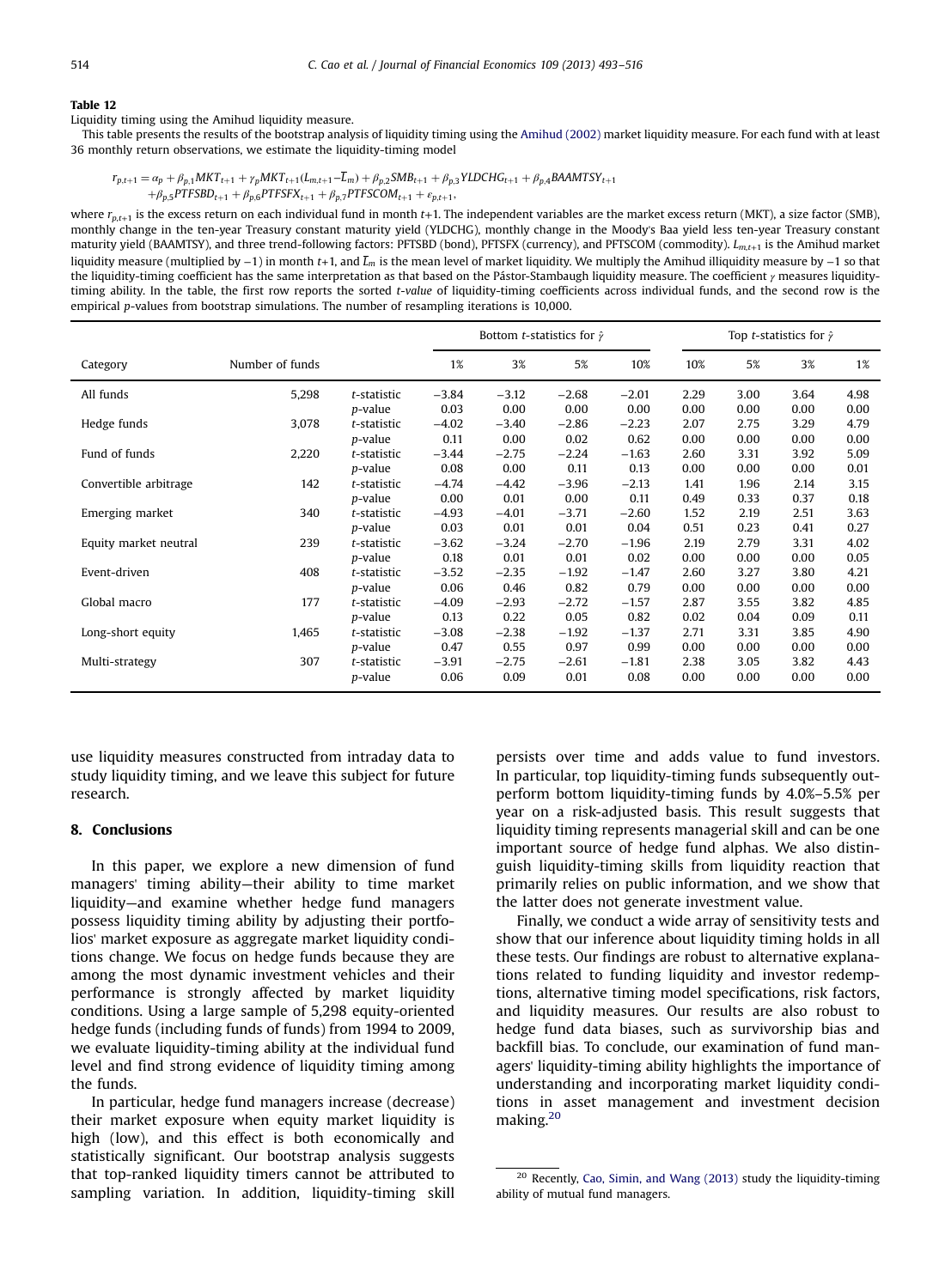**Table 12**

Liquidity timing using the Amihud liquidity measure.

This table presents the results of the bootstrap analysis of liquidity timing using the Amihud (2002) market liquidity measure. For each fund with at least 36 monthly return observations, we estimate the liquidity-timing model

$$r_{p,t+1} = \alpha_p + \beta_{p,1}MKT_{t+1} + \gamma_p MKT_{t+1}(L_{m,t+1} - \overline{L}_m) + \beta_{p,2}SMB_{t+1} + \beta_{p,3}YLDCHG_{t+1} + \beta_{p,4}BAAMTSY_{t+1}$$
$$+ \beta_{p,5}PTFSBD_{t+1} + \beta_{p,6}PTFSFX_{t+1} + \beta_{p,7}PTFSCOM_{t+1} + \epsilon_{p,t+1},$$

where $r_{p,t+1}$ is the excess return on each individual fund in month $t$+1. The independent variables are the market excess return (MKT), a size factor (SMB), monthly change in the ten-year Treasury constant maturity yield (YLDCHG), monthly change in the Moody's Baa yield less ten-year Treasury constant maturity yield (BAAMTSY), and three trend-following factors: PFTSBD (bond), PFTSFX (currency), and PFTSCOM (commodity). $L_{m,t+1}$ is the Amihud market liquidity measure (multiplied by −1) in month $t$+1, and $\overline{L}_m$ is the mean level of market liquidity. We multiply the Amihud illiquidity measure by −1 so that the liquidity-timing coefficient has the same interpretation as that based on the Pástor-Stambaugh liquidity measure. The coefficient $\gamma$ measures liquidity-timing ability. In the table, the first row reports the sorted *t-value* of liquidity-timing coefficients across individual funds, and the second row is the empirical *p*-values from bootstrap simulations. The number of resampling iterations is 10,000.

| Category | Number of funds | | Bottom *t*-statistics for $\hat{\gamma}$ | | | | Top *t*-statistics for $\hat{\gamma}$ | | | |
|---|---|---|---|---|---|---|---|---|---|---|
| | | | 1% | 3% | 5% | 10% | 10% | 5% | 3% | 1% |
| All funds | 5,298 | *t*-statistic | −3.84 | −3.12 | −2.68 | −2.01 | 2.29 | 3.00 | 3.64 | 4.98 |
| | | *p*-value | 0.03 | 0.00 | 0.00 | 0.00 | 0.00 | 0.00 | 0.00 | 0.00 |
| Hedge funds | 3,078 | *t*-statistic | −4.02 | −3.40 | −2.86 | −2.23 | 2.07 | 2.75 | 3.29 | 4.79 |
| | | *p*-value | 0.11 | 0.00 | 0.02 | 0.62 | 0.00 | 0.00 | 0.00 | 0.00 |
| Fund of funds | 2,220 | *t*-statistic | −3.44 | −2.75 | −2.24 | −1.63 | 2.60 | 3.31 | 3.92 | 5.09 |
| | | *p*-value | 0.08 | 0.00 | 0.11 | 0.13 | 0.00 | 0.00 | 0.00 | 0.01 |
| Convertible arbitrage | 142 | *t*-statistic | −4.74 | −4.42 | −3.96 | −2.13 | 1.41 | 1.96 | 2.14 | 3.15 |
| | | *p*-value | 0.00 | 0.01 | 0.00 | 0.11 | 0.49 | 0.33 | 0.37 | 0.18 |
| Emerging market | 340 | *t*-statistic | −4.93 | −4.01 | −3.71 | −2.60 | 1.52 | 2.19 | 2.51 | 3.63 |
| | | *p*-value | 0.03 | 0.01 | 0.01 | 0.04 | 0.51 | 0.23 | 0.41 | 0.27 |
| Equity market neutral | 239 | *t*-statistic | −3.62 | −3.24 | −2.70 | −1.96 | 2.19 | 2.79 | 3.31 | 4.02 |
| | | *p*-value | 0.18 | 0.01 | 0.01 | 0.02 | 0.00 | 0.00 | 0.00 | 0.05 |
| Event-driven | 408 | *t*-statistic | −3.52 | −2.35 | −1.92 | −1.47 | 2.60 | 3.27 | 3.80 | 4.21 |
| | | *p*-value | 0.06 | 0.46 | 0.82 | 0.79 | 0.00 | 0.00 | 0.00 | 0.00 |
| Global macro | 177 | *t*-statistic | −4.09 | −2.93 | −2.72 | −1.57 | 2.87 | 3.55 | 3.82 | 4.85 |
| | | *p*-value | 0.13 | 0.22 | 0.05 | 0.82 | 0.02 | 0.04 | 0.09 | 0.11 |
| Long-short equity | 1,465 | *t*-statistic | −3.08 | −2.38 | −1.92 | −1.37 | 2.71 | 3.31 | 3.85 | 4.90 |
| | | *p*-value | 0.47 | 0.55 | 0.97 | 0.99 | 0.00 | 0.00 | 0.00 | 0.00 |
| Multi-strategy | 307 | *t*-statistic | −3.91 | −2.75 | −2.61 | −1.81 | 2.38 | 3.05 | 3.82 | 4.43 |
| | | *p*-value | 0.06 | 0.09 | 0.01 | 0.08 | 0.00 | 0.00 | 0.00 | 0.00 |

use liquidity measures constructed from intraday data to study liquidity timing, and we leave this subject for future research.

## 8. Conclusions

In this paper, we explore a new dimension of fund managers' timing ability—their ability to time market liquidity—and examine whether hedge fund managers possess liquidity timing ability by adjusting their portfolios' market exposure as aggregate market liquidity conditions change. We focus on hedge funds because they are among the most dynamic investment vehicles and their performance is strongly affected by market liquidity conditions. Using a large sample of 5,298 equity-oriented hedge funds (including funds of funds) from 1994 to 2009, we evaluate liquidity-timing ability at the individual fund level and find strong evidence of liquidity timing among the funds.

In particular, hedge fund managers increase (decrease) their market exposure when equity market liquidity is high (low), and this effect is both economically and statistically significant. Our bootstrap analysis suggests that top-ranked liquidity timers cannot be attributed to sampling variation. In addition, liquidity-timing skill persists over time and adds value to fund investors. In particular, top liquidity-timing funds subsequently outperform bottom liquidity-timing funds by 4.0%–5.5% per year on a risk-adjusted basis. This result suggests that liquidity timing represents managerial skill and can be one important source of hedge fund alphas. We also distinguish liquidity-timing skills from liquidity reaction that primarily relies on public information, and we show that the latter does not generate investment value.

Finally, we conduct a wide array of sensitivity tests and show that our inference about liquidity timing holds in all these tests. Our findings are robust to alternative explanations related to funding liquidity and investor redemptions, alternative timing model specifications, risk factors, and liquidity measures. Our results are also robust to hedge fund data biases, such as survivorship bias and backfill bias. To conclude, our examination of fund managers' liquidity-timing ability highlights the importance of understanding and incorporating market liquidity conditions in asset management and investment decision making.[20]

[20] Recently, Cao, Simin, and Wang (2013) study the liquidity-timing ability of mutual fund managers.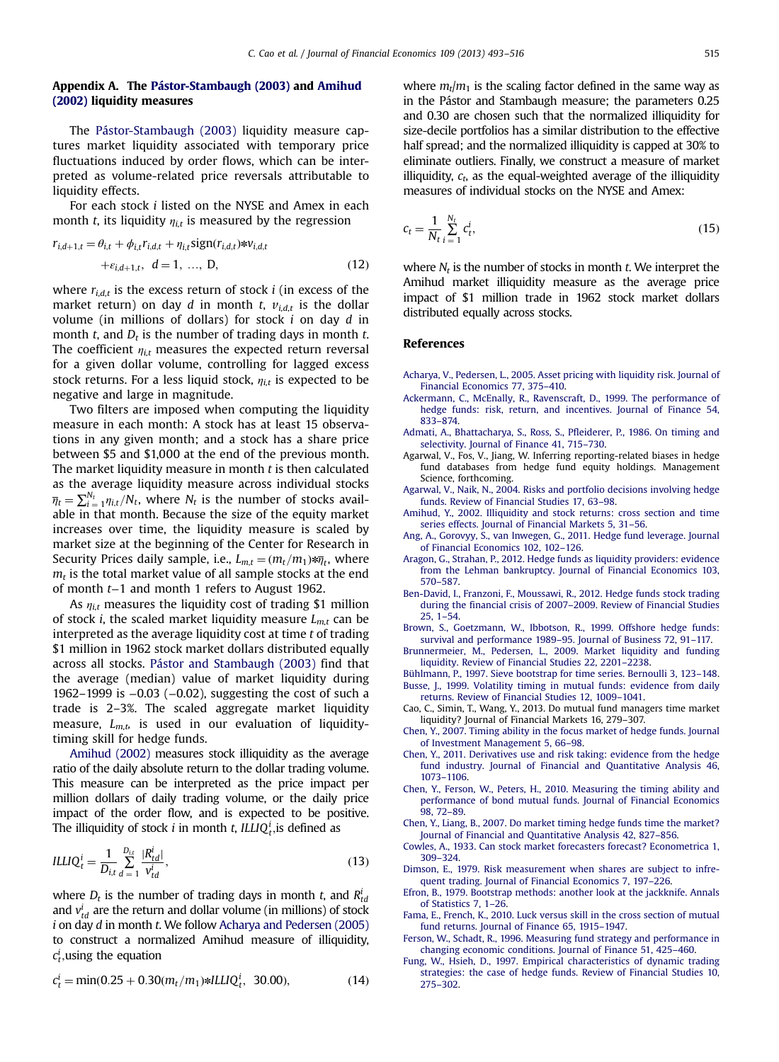## Appendix A. The Pástor-Stambaugh (2003) and Amihud (2002) liquidity measures

The Pástor-Stambaugh (2003) liquidity measure captures market liquidity associated with temporary price fluctuations induced by order flows, which can be interpreted as volume-related price reversals attributable to liquidity effects.

For each stock $i$ listed on the NYSE and Amex in each month $t$, its liquidity $\eta_{i,t}$ is measured by the regression

$$r_{i,d+1,t} = \theta_{i,t} + \phi_{i,t} r_{i,d,t} + \eta_{i,t} \text{sign}(r_{i,d,t}) * v_{i,d,t} + \varepsilon_{i,d+1,t}, \quad d = 1, \ldots, D, \tag{12}$$

where $r_{i,d,t}$ is the excess return of stock $i$ (in excess of the market return) on day $d$ in month $t$, $v_{i,d,t}$ is the dollar volume (in millions of dollars) for stock $i$ on day $d$ in month $t$, and $D_t$ is the number of trading days in month $t$. The coefficient $\eta_{i,t}$ measures the expected return reversal for a given dollar volume, controlling for lagged excess stock returns. For a less liquid stock, $\eta_{i,t}$ is expected to be negative and large in magnitude.

Two filters are imposed when computing the liquidity measure in each month: A stock has at least 15 observations in any given month; and a stock has a share price between \$5 and \$1,000 at the end of the previous month. The market liquidity measure in month $t$ is then calculated as the average liquidity measure across individual stocks $\overline{\eta}_t = \sum_{i=1}^{N_t} \eta_{i,t}/N_t$, where $N_t$ is the number of stocks available in that month. Because the size of the equity market increases over time, the liquidity measure is scaled by market size at the beginning of the Center for Research in Security Prices daily sample, i.e., $L_{m,t} = (m_t/m_1) * \overline{\eta}_t$, where $m_t$ is the total market value of all sample stocks at the end of month $t$–1 and month 1 refers to August 1962.

As $\eta_{i,t}$ measures the liquidity cost of trading \$1 million of stock $i$, the scaled market liquidity measure $L_{m,t}$ can be interpreted as the average liquidity cost at time $t$ of trading \$1 million in 1962 stock market dollars distributed equally across all stocks. Pástor and Stambaugh (2003) find that the average (median) value of market liquidity during 1962–1999 is –0.03 (–0.02), suggesting the cost of such a trade is 2–3%. The scaled aggregate market liquidity measure, $L_{m,t}$, is used in our evaluation of liquidity-timing skill for hedge funds.

Amihud (2002) measures stock illiquidity as the average ratio of the daily absolute return to the dollar trading volume. This measure can be interpreted as the price impact per million dollars of daily trading volume, or the daily price impact of the order flow, and is expected to be positive. The illiquidity of stock $i$ in month $t$, $ILLIQ_t^i$, is defined as

$$ILLIQ_t^i = \frac{1}{D_{i,t}} \sum_{d=1}^{D_{i,t}} \frac{|R_{td}^i|}{v_{td}^i}, \tag{13}$$

where $D_t$ is the number of trading days in month $t$, and $R_{td}^i$ and $v_{td}^i$ are the return and dollar volume (in millions) of stock $i$ on day $d$ in month $t$. We follow Acharya and Pedersen (2005) to construct a normalized Amihud measure of illiquidity, $c_t^i$, using the equation

$$c_t^i = \min(0.25 + 0.30(m_t/m_1) * ILLIQ_t^i, \ 30.00), \tag{14}$$

where $m_t/m_1$ is the scaling factor defined in the same way as in the Pástor and Stambaugh measure; the parameters 0.25 and 0.30 are chosen such that the normalized illiquidity for size-decile portfolios has a similar distribution to the effective half spread; and the normalized illiquidity is capped at 30% to eliminate outliers. Finally, we construct a measure of market illiquidity, $c_t$, as the equal-weighted average of the illiquidity measures of individual stocks on the NYSE and Amex:

$$c_t = \frac{1}{N_t} \sum_{i=1}^{N_t} c_t^i, \tag{15}$$

where $N_t$ is the number of stocks in month $t$. We interpret the Amihud market illiquidity measure as the average price impact of \$1 million trade in 1962 stock market dollars distributed equally across stocks.

## References

Acharya, V., Pedersen, L., 2005. Asset pricing with liquidity risk. Journal of Financial Economics 77, 375–410.

Ackermann, C., McEnally, R., Ravenscraft, D., 1999. The performance of hedge funds: risk, return, and incentives. Journal of Finance 54, 833–874.

Admati, A., Bhattacharya, S., Ross, S., Pfleiderer, P., 1986. On timing and selectivity. Journal of Finance 41, 715–730.

Agarwal, V., Fos, V., Jiang, W. Inferring reporting-related biases in hedge fund databases from hedge fund equity holdings. Management Science, forthcoming.

Agarwal, V., Naik, N., 2004. Risks and portfolio decisions involving hedge funds. Review of Financial Studies 17, 63–98.

Amihud, Y., 2002. Illiquidity and stock returns: cross section and time series effects. Journal of Financial Markets 5, 31–56.

Ang, A., Gorovyy, S., van Inwegen, G., 2011. Hedge fund leverage. Journal of Financial Economics 102, 102–126.

Aragon, G., Strahan, P., 2012. Hedge funds as liquidity providers: evidence from the Lehman bankruptcy. Journal of Financial Economics 103, 570–587.

Ben-David, I., Franzoni, F., Moussawi, R., 2012. Hedge funds stock trading during the financial crisis of 2007–2009. Review of Financial Studies 25, 1–54.

Brown, S., Goetzmann, W., Ibbotson, R., 1999. Offshore hedge funds: survival and performance 1989–95. Journal of Business 72, 91–117.

Brunnermeier, M., Pedersen, L., 2009. Market liquidity and funding liquidity. Review of Financial Studies 22, 2201–2238.

Bühlmann, P., 1997. Sieve bootstrap for time series. Bernoulli 3, 123–148.

Busse, J., 1999. Volatility timing in mutual funds: evidence from daily returns. Review of Financial Studies 12, 1009–1041.

Cao, C., Simin, T., Wang, Y., 2013. Do mutual fund managers time market liquidity? Journal of Financial Markets 16, 279–307.

Chen, Y., 2007. Timing ability in the focus market of hedge funds. Journal of Investment Management 5, 66–98.

Chen, Y., 2011. Derivatives use and risk taking: evidence from the hedge fund industry. Journal of Financial and Quantitative Analysis 46, 1073–1106.

Chen, Y., Ferson, W., Peters, H., 2010. Measuring the timing ability and performance of bond mutual funds. Journal of Financial Economics 98, 72–89.

Chen, Y., Liang, B., 2007. Do market timing hedge funds time the market? Journal of Financial and Quantitative Analysis 42, 827–856.

Cowles, A., 1933. Can stock market forecasters forecast? Econometrica 1, 309–324.

Dimson, E., 1979. Risk measurement when shares are subject to infrequent trading. Journal of Financial Economics 7, 197–226.

Efron, B., 1979. Bootstrap methods: another look at the jackknife. Annals of Statistics 7, 1–26.

Fama, E., French, K., 2010. Luck versus skill in the cross section of mutual fund returns. Journal of Finance 65, 1915–1947.

Ferson, W., Schadt, R., 1996. Measuring fund strategy and performance in changing economic conditions. Journal of Finance 51, 425–460.

Fung, W., Hsieh, D., 1997. Empirical characteristics of dynamic trading strategies: the case of hedge funds. Review of Financial Studies 10, 275–302.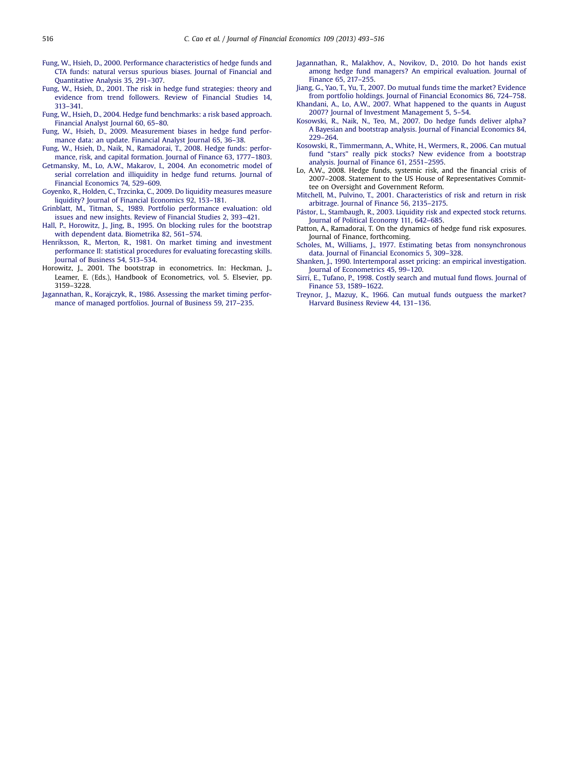Fung, W., Hsieh, D., 2000. Performance characteristics of hedge funds and CTA funds: natural versus spurious biases. Journal of Financial and Quantitative Analysis 35, 291–307.

Fung, W., Hsieh, D., 2001. The risk in hedge fund strategies: theory and evidence from trend followers. Review of Financial Studies 14, 313–341.

Fung, W., Hsieh, D., 2004. Hedge fund benchmarks: a risk based approach. Financial Analyst Journal 60, 65–80.

Fung, W., Hsieh, D., 2009. Measurement biases in hedge fund performance data: an update. Financial Analyst Journal 65, 36–38.

Fung, W., Hsieh, D., Naik, N., Ramadorai, T., 2008. Hedge funds: performance, risk, and capital formation. Journal of Finance 63, 1777–1803.

Getmansky, M., Lo, A.W., Makarov, I., 2004. An econometric model of serial correlation and illiquidity in hedge fund returns. Journal of Financial Economics 74, 529–609.

Goyenko, R., Holden, C., Trzcinka, C., 2009. Do liquidity measures measure liquidity? Journal of Financial Economics 92, 153–181.

Grinblatt, M., Titman, S., 1989. Portfolio performance evaluation: old issues and new insights. Review of Financial Studies 2, 393–421.

Hall, P., Horowitz, J., Jing, B., 1995. On blocking rules for the bootstrap with dependent data. Biometrika 82, 561–574.

Henriksson, R., Merton, R., 1981. On market timing and investment performance II: statistical procedures for evaluating forecasting skills. Journal of Business 54, 513–534.

Horowitz, J., 2001. The bootstrap in econometrics. In: Heckman, J., Leamer, E. (Eds.), Handbook of Econometrics, vol. 5. Elsevier, pp. 3159–3228.

Jagannathan, R., Korajczyk, R., 1986. Assessing the market timing performance of managed portfolios. Journal of Business 59, 217–235.

Jagannathan, R., Malakhov, A., Novikov, D., 2010. Do hot hands exist among hedge fund managers? An empirical evaluation. Journal of Finance 65, 217–255.

Jiang, G., Yao, T., Yu, T., 2007. Do mutual funds time the market? Evidence from portfolio holdings. Journal of Financial Economics 86, 724–758.

Khandani, A., Lo, A.W., 2007. What happened to the quants in August 2007? Journal of Investment Management 5, 5–54.

Kosowski, R., Naik, N., Teo, M., 2007. Do hedge funds deliver alpha? A Bayesian and bootstrap analysis. Journal of Financial Economics 84, 229–264.

Kosowski, R., Timmermann, A., White, H., Wermers, R., 2006. Can mutual fund "stars" really pick stocks? New evidence from a bootstrap analysis. Journal of Finance 61, 2551–2595.

Lo, A.W., 2008. Hedge funds, systemic risk, and the financial crisis of 2007–2008. Statement to the US House of Representatives Committee on Oversight and Government Reform.

Mitchell, M., Pulvino, T., 2001. Characteristics of risk and return in risk arbitrage. Journal of Finance 56, 2135–2175.

Pástor, L., Stambaugh, R., 2003. Liquidity risk and expected stock returns. Journal of Political Economy 111, 642–685.

Patton, A., Ramadorai, T. On the dynamics of hedge fund risk exposures. Journal of Finance, forthcoming.

Scholes, M., Williams, J., 1977. Estimating betas from nonsynchronous data. Journal of Financial Economics 5, 309–328.

Shanken, J., 1990. Intertemporal asset pricing: an empirical investigation. Journal of Econometrics 45, 99–120.

Sirri, E., Tufano, P., 1998. Costly search and mutual fund flows. Journal of Finance 53, 1589–1622.

Treynor, J., Mazuy, K., 1966. Can mutual funds outguess the market? Harvard Business Review 44, 131–136.